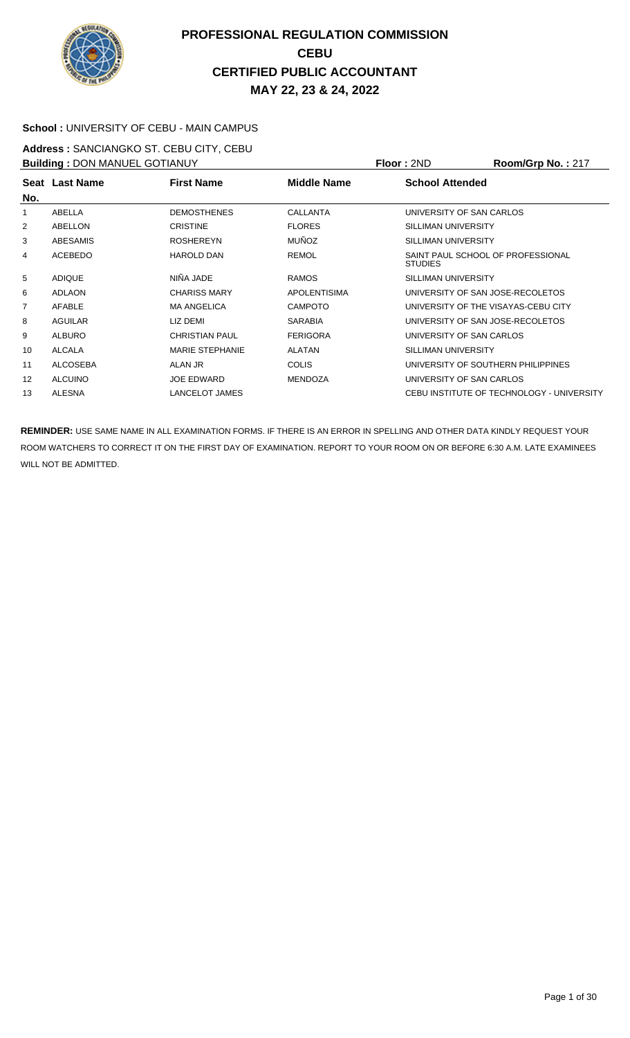# PROFESSIONAL REGULATION COMMISSION
## CEBU
## CERTIFIED PUBLIC ACCOUNTANT
## MAY 22, 23 & 24, 2022

**School :** UNIVERSITY OF CEBU - MAIN CAMPUS

**Address :** SANCIANGKO ST. CEBU CITY, CEBU

**Building :** DON MANUEL GOTIANUY **Floor :** 2ND **Room/Grp No. :** 217

| Seat No. | Last Name | First Name | Middle Name | School Attended |
|---|---|---|---|---|
| 1 | ABELLA | DEMOSTHENES | CALLANTA | UNIVERSITY OF SAN CARLOS |
| 2 | ABELLON | CRISTINE | FLORES | SILLIMAN UNIVERSITY |
| 3 | ABESAMIS | ROSHEREYN | MUÑOZ | SILLIMAN UNIVERSITY |
| 4 | ACEBEDO | HAROLD DAN | REMOL | SAINT PAUL SCHOOL OF PROFESSIONAL STUDIES |
| 5 | ADIQUE | NIÑA JADE | RAMOS | SILLIMAN UNIVERSITY |
| 6 | ADLAON | CHARISS MARY | APOLENTISIMA | UNIVERSITY OF SAN JOSE-RECOLETOS |
| 7 | AFABLE | MA ANGELICA | CAMPOTO | UNIVERSITY OF THE VISAYAS-CEBU CITY |
| 8 | AGUILAR | LIZ DEMI | SARABIA | UNIVERSITY OF SAN JOSE-RECOLETOS |
| 9 | ALBURO | CHRISTIAN PAUL | FERIGORA | UNIVERSITY OF SAN CARLOS |
| 10 | ALCALA | MARIE STEPHANIE | ALATAN | SILLIMAN UNIVERSITY |
| 11 | ALCOSEBA | ALAN JR | COLIS | UNIVERSITY OF SOUTHERN PHILIPPINES |
| 12 | ALCUINO | JOE EDWARD | MENDOZA | UNIVERSITY OF SAN CARLOS |
| 13 | ALESNA | LANCELOT JAMES | | CEBU INSTITUTE OF TECHNOLOGY - UNIVERSITY |

**REMINDER:** USE SAME NAME IN ALL EXAMINATION FORMS. IF THERE IS AN ERROR IN SPELLING AND OTHER DATA KINDLY REQUEST YOUR ROOM WATCHERS TO CORRECT IT ON THE FIRST DAY OF EXAMINATION. REPORT TO YOUR ROOM ON OR BEFORE 6:30 A.M. LATE EXAMINEES WILL NOT BE ADMITTED.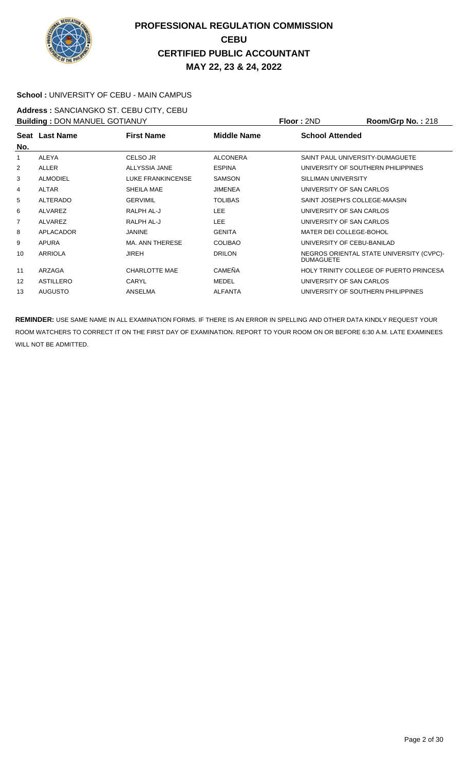# PROFESSIONAL REGULATION COMMISSION
## CEBU
## CERTIFIED PUBLIC ACCOUNTANT
## MAY 22, 23 & 24, 2022

**School :** UNIVERSITY OF CEBU - MAIN CAMPUS

**Address :** SANCIANGKO ST. CEBU CITY, CEBU

**Building :** DON MANUEL GOTIANUY **Floor :** 2ND **Room/Grp No. :** 218

| Seat No. | Last Name | First Name | Middle Name | School Attended |
|---|---|---|---|---|
| 1 | ALEYA | CELSO JR | ALCONERA | SAINT PAUL UNIVERSITY-DUMAGUETE |
| 2 | ALLER | ALLYSSIA JANE | ESPINA | UNIVERSITY OF SOUTHERN PHILIPPINES |
| 3 | ALMODIEL | LUKE FRANKINCENSE | SAMSON | SILLIMAN UNIVERSITY |
| 4 | ALTAR | SHEILA MAE | JIMENEA | UNIVERSITY OF SAN CARLOS |
| 5 | ALTERADO | GERVIMIL | TOLIBAS | SAINT JOSEPH'S COLLEGE-MAASIN |
| 6 | ALVAREZ | RALPH AL-J | LEE | UNIVERSITY OF SAN CARLOS |
| 7 | ALVAREZ | RALPH AL-J | LEE | UNIVERSITY OF SAN CARLOS |
| 8 | APLACADOR | JANINE | GENITA | MATER DEI COLLEGE-BOHOL |
| 9 | APURA | MA. ANN THERESE | COLIBAO | UNIVERSITY OF CEBU-BANILAD |
| 10 | ARRIOLA | JIREH | DRILON | NEGROS ORIENTAL STATE UNIVERSITY (CVPC)-DUMAGUETE |
| 11 | ARZAGA | CHARLOTTE MAE | CAMEÑA | HOLY TRINITY COLLEGE OF PUERTO PRINCESA |
| 12 | ASTILLERO | CARYL | MEDEL | UNIVERSITY OF SAN CARLOS |
| 13 | AUGUSTO | ANSELMA | ALFANTA | UNIVERSITY OF SOUTHERN PHILIPPINES |

**REMINDER:** USE SAME NAME IN ALL EXAMINATION FORMS. IF THERE IS AN ERROR IN SPELLING AND OTHER DATA KINDLY REQUEST YOUR ROOM WATCHERS TO CORRECT IT ON THE FIRST DAY OF EXAMINATION. REPORT TO YOUR ROOM ON OR BEFORE 6:30 A.M. LATE EXAMINEES WILL NOT BE ADMITTED.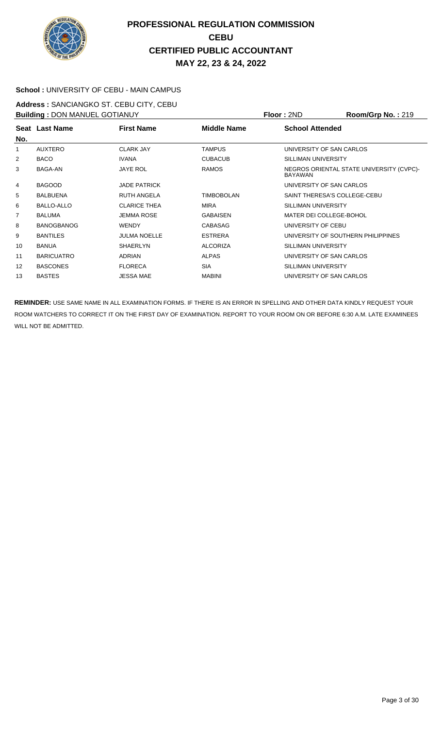# PROFESSIONAL REGULATION COMMISSION
# CEBU
# CERTIFIED PUBLIC ACCOUNTANT
# MAY 22, 23 & 24, 2022

**School :** UNIVERSITY OF CEBU - MAIN CAMPUS

**Address :** SANCIANGKO ST. CEBU CITY, CEBU

**Building :** DON MANUEL GOTIANUY **Floor :** 2ND **Room/Grp No. :** 219

| Seat No. | Last Name | First Name | Middle Name | School Attended |
|---|---|---|---|---|
| 1 | AUXTERO | CLARK JAY | TAMPUS | UNIVERSITY OF SAN CARLOS |
| 2 | BACO | IVANA | CUBACUB | SILLIMAN UNIVERSITY |
| 3 | BAGA-AN | JAYE ROL | RAMOS | NEGROS ORIENTAL STATE UNIVERSITY (CVPC)-BAYAWAN |
| 4 | BAGOOD | JADE PATRICK | | UNIVERSITY OF SAN CARLOS |
| 5 | BALBUENA | RUTH ANGELA | TIMBOBOLAN | SAINT THERESA'S COLLEGE-CEBU |
| 6 | BALLO-ALLO | CLARICE THEA | MIRA | SILLIMAN UNIVERSITY |
| 7 | BALUMA | JEMMA ROSE | GABAISEN | MATER DEI COLLEGE-BOHOL |
| 8 | BANOGBANOG | WENDY | CABASAG | UNIVERSITY OF CEBU |
| 9 | BANTILES | JULMA NOELLE | ESTRERA | UNIVERSITY OF SOUTHERN PHILIPPINES |
| 10 | BANUA | SHAERLYN | ALCORIZA | SILLIMAN UNIVERSITY |
| 11 | BARICUATRO | ADRIAN | ALPAS | UNIVERSITY OF SAN CARLOS |
| 12 | BASCONES | FLORECA | SIA | SILLIMAN UNIVERSITY |
| 13 | BASTES | JESSA MAE | MABINI | UNIVERSITY OF SAN CARLOS |

**REMINDER:** USE SAME NAME IN ALL EXAMINATION FORMS. IF THERE IS AN ERROR IN SPELLING AND OTHER DATA KINDLY REQUEST YOUR ROOM WATCHERS TO CORRECT IT ON THE FIRST DAY OF EXAMINATION. REPORT TO YOUR ROOM ON OR BEFORE 6:30 A.M. LATE EXAMINEES WILL NOT BE ADMITTED.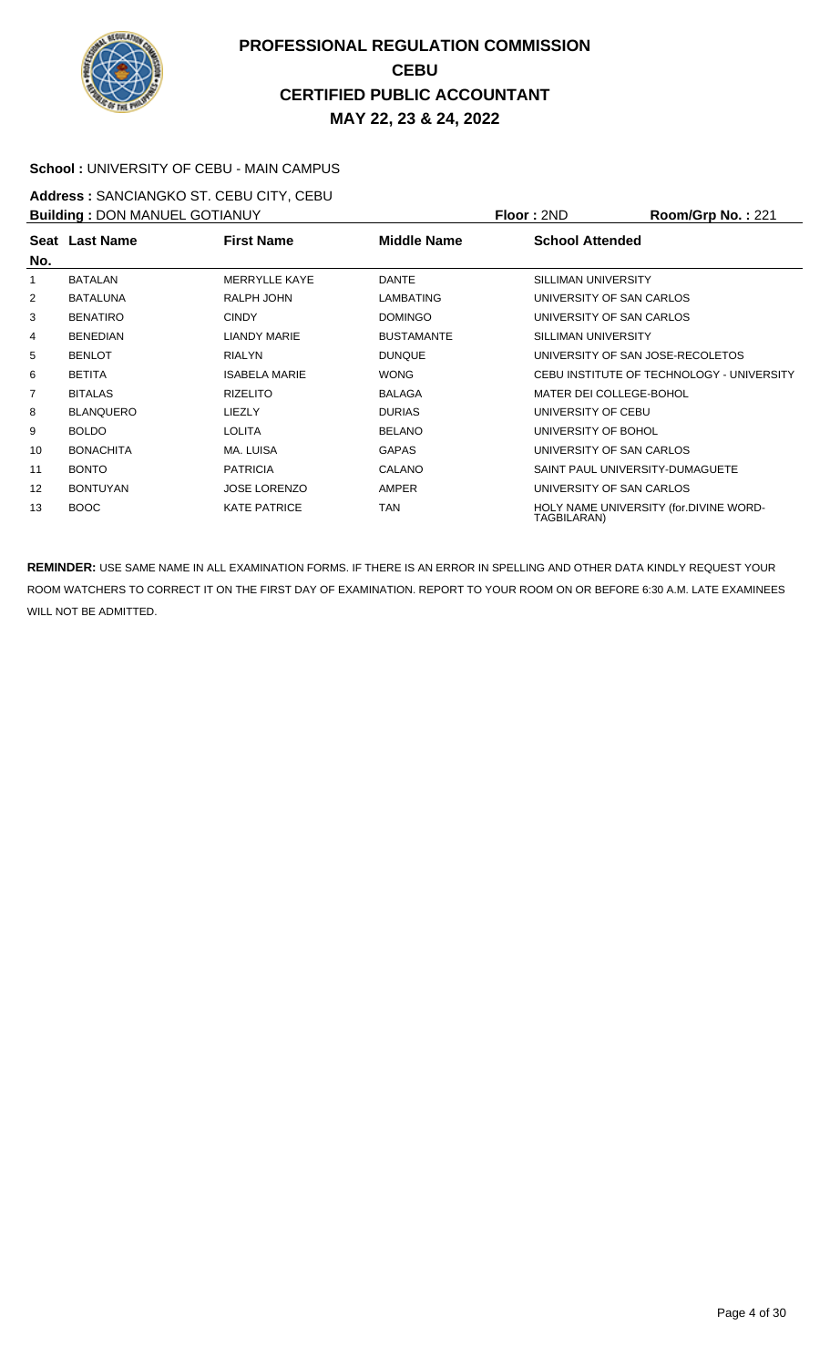# PROFESSIONAL REGULATION COMMISSION
## CEBU
## CERTIFIED PUBLIC ACCOUNTANT
## MAY 22, 23 & 24, 2022

**School :** UNIVERSITY OF CEBU - MAIN CAMPUS

**Address :** SANCIANGKO ST. CEBU CITY, CEBU

**Building :** DON MANUEL GOTIANUY **Floor :** 2ND **Room/Grp No. :** 221

| Seat No. | Last Name | First Name | Middle Name | School Attended |
|---|---|---|---|---|
| 1 | BATALAN | MERRYLLE KAYE | DANTE | SILLIMAN UNIVERSITY |
| 2 | BATALUNA | RALPH JOHN | LAMBATING | UNIVERSITY OF SAN CARLOS |
| 3 | BENATIRO | CINDY | DOMINGO | UNIVERSITY OF SAN CARLOS |
| 4 | BENEDIAN | LIANDY MARIE | BUSTAMANTE | SILLIMAN UNIVERSITY |
| 5 | BENLOT | RIALYN | DUNQUE | UNIVERSITY OF SAN JOSE-RECOLETOS |
| 6 | BETITA | ISABELA MARIE | WONG | CEBU INSTITUTE OF TECHNOLOGY - UNIVERSITY |
| 7 | BITALAS | RIZELITO | BALAGA | MATER DEI COLLEGE-BOHOL |
| 8 | BLANQUERO | LIEZLY | DURIAS | UNIVERSITY OF CEBU |
| 9 | BOLDO | LOLITA | BELANO | UNIVERSITY OF BOHOL |
| 10 | BONACHITA | MA. LUISA | GAPAS | UNIVERSITY OF SAN CARLOS |
| 11 | BONTO | PATRICIA | CALANO | SAINT PAUL UNIVERSITY-DUMAGUETE |
| 12 | BONTUYAN | JOSE LORENZO | AMPER | UNIVERSITY OF SAN CARLOS |
| 13 | BOOC | KATE PATRICE | TAN | HOLY NAME UNIVERSITY (for.DIVINE WORD-TAGBILARAN) |

**REMINDER:** USE SAME NAME IN ALL EXAMINATION FORMS. IF THERE IS AN ERROR IN SPELLING AND OTHER DATA KINDLY REQUEST YOUR ROOM WATCHERS TO CORRECT IT ON THE FIRST DAY OF EXAMINATION. REPORT TO YOUR ROOM ON OR BEFORE 6:30 A.M. LATE EXAMINEES WILL NOT BE ADMITTED.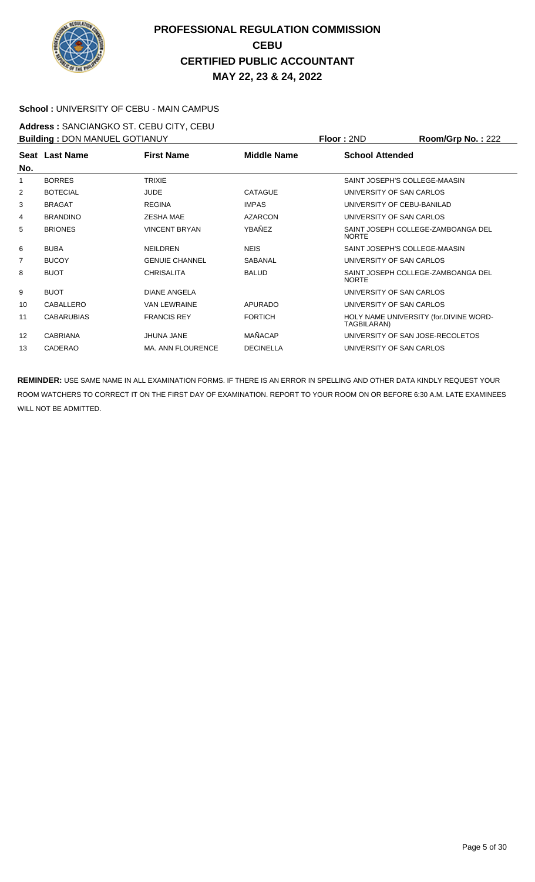# PROFESSIONAL REGULATION COMMISSION
## CEBU
## CERTIFIED PUBLIC ACCOUNTANT
## MAY 22, 23 & 24, 2022

**School :** UNIVERSITY OF CEBU - MAIN CAMPUS

**Address :** SANCIANGKO ST. CEBU CITY, CEBU

**Building :** DON MANUEL GOTIANUY **Floor :** 2ND **Room/Grp No. :** 222

| Seat No. | Last Name | First Name | Middle Name | School Attended |
|---|---|---|---|---|
| 1 | BORRES | TRIXIE | | SAINT JOSEPH'S COLLEGE-MAASIN |
| 2 | BOTECIAL | JUDE | CATAGUE | UNIVERSITY OF SAN CARLOS |
| 3 | BRAGAT | REGINA | IMPAS | UNIVERSITY OF CEBU-BANILAD |
| 4 | BRANDINO | ZESHA MAE | AZARCON | UNIVERSITY OF SAN CARLOS |
| 5 | BRIONES | VINCENT BRYAN | YBAÑEZ | SAINT JOSEPH COLLEGE-ZAMBOANGA DEL NORTE |
| 6 | BUBA | NEILDREN | NEIS | SAINT JOSEPH'S COLLEGE-MAASIN |
| 7 | BUCOY | GENUIE CHANNEL | SABANAL | UNIVERSITY OF SAN CARLOS |
| 8 | BUOT | CHRISALITA | BALUD | SAINT JOSEPH COLLEGE-ZAMBOANGA DEL NORTE |
| 9 | BUOT | DIANE ANGELA | | UNIVERSITY OF SAN CARLOS |
| 10 | CABALLERO | VAN LEWRAINE | APURADO | UNIVERSITY OF SAN CARLOS |
| 11 | CABARUBIAS | FRANCIS REY | FORTICH | HOLY NAME UNIVERSITY (for.DIVINE WORD-TAGBILARAN) |
| 12 | CABRIANA | JHUNA JANE | MAÑACAP | UNIVERSITY OF SAN JOSE-RECOLETOS |
| 13 | CADERAO | MA. ANN FLOURENCE | DECINELLA | UNIVERSITY OF SAN CARLOS |

**REMINDER:** USE SAME NAME IN ALL EXAMINATION FORMS. IF THERE IS AN ERROR IN SPELLING AND OTHER DATA KINDLY REQUEST YOUR ROOM WATCHERS TO CORRECT IT ON THE FIRST DAY OF EXAMINATION. REPORT TO YOUR ROOM ON OR BEFORE 6:30 A.M. LATE EXAMINEES WILL NOT BE ADMITTED.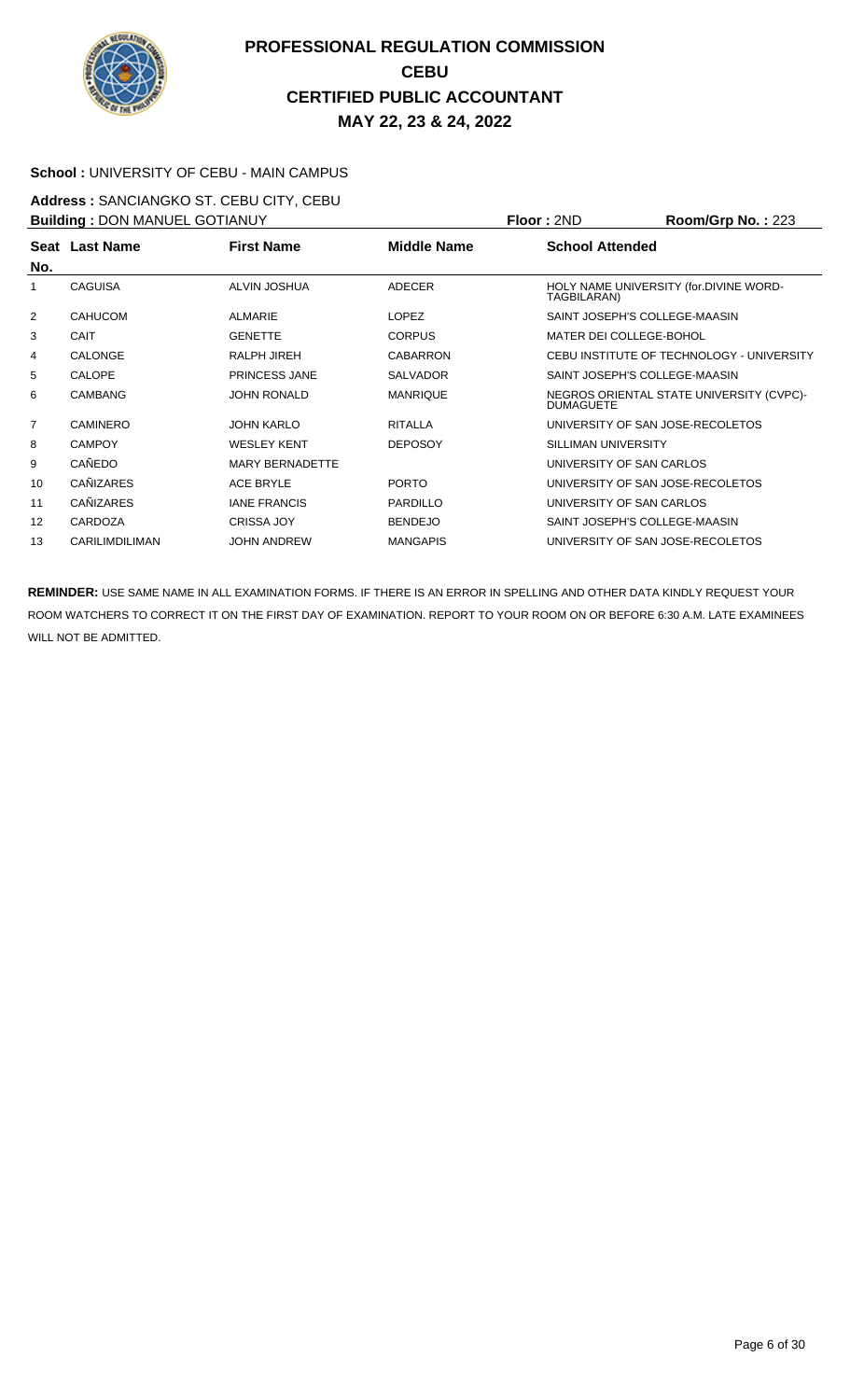# PROFESSIONAL REGULATION COMMISSION
## CEBU
## CERTIFIED PUBLIC ACCOUNTANT
## MAY 22, 23 & 24, 2022

**School :** UNIVERSITY OF CEBU - MAIN CAMPUS

**Address :** SANCIANGKO ST. CEBU CITY, CEBU

**Building :** DON MANUEL GOTIANUY **Floor :** 2ND **Room/Grp No. :** 223

| Seat No. | Last Name | First Name | Middle Name | School Attended |
|---|---|---|---|---|
| 1 | CAGUISA | ALVIN JOSHUA | ADECER | HOLY NAME UNIVERSITY (for.DIVINE WORD-TAGBILARAN) |
| 2 | CAHUCOM | ALMARIE | LOPEZ | SAINT JOSEPH'S COLLEGE-MAASIN |
| 3 | CAIT | GENETTE | CORPUS | MATER DEI COLLEGE-BOHOL |
| 4 | CALONGE | RALPH JIREH | CABARRON | CEBU INSTITUTE OF TECHNOLOGY - UNIVERSITY |
| 5 | CALOPE | PRINCESS JANE | SALVADOR | SAINT JOSEPH'S COLLEGE-MAASIN |
| 6 | CAMBANG | JOHN RONALD | MANRIQUE | NEGROS ORIENTAL STATE UNIVERSITY (CVPC)-DUMAGUETE |
| 7 | CAMINERO | JOHN KARLO | RITALLA | UNIVERSITY OF SAN JOSE-RECOLETOS |
| 8 | CAMPOY | WESLEY KENT | DEPOSOY | SILLIMAN UNIVERSITY |
| 9 | CAÑEDO | MARY BERNADETTE | | UNIVERSITY OF SAN CARLOS |
| 10 | CAÑIZARES | ACE BRYLE | PORTO | UNIVERSITY OF SAN JOSE-RECOLETOS |
| 11 | CAÑIZARES | IANE FRANCIS | PARDILLO | UNIVERSITY OF SAN CARLOS |
| 12 | CARDOZA | CRISSA JOY | BENDEJO | SAINT JOSEPH'S COLLEGE-MAASIN |
| 13 | CARILIMDILIMAN | JOHN ANDREW | MANGAPIS | UNIVERSITY OF SAN JOSE-RECOLETOS |

**REMINDER:** USE SAME NAME IN ALL EXAMINATION FORMS. IF THERE IS AN ERROR IN SPELLING AND OTHER DATA KINDLY REQUEST YOUR ROOM WATCHERS TO CORRECT IT ON THE FIRST DAY OF EXAMINATION. REPORT TO YOUR ROOM ON OR BEFORE 6:30 A.M. LATE EXAMINEES WILL NOT BE ADMITTED.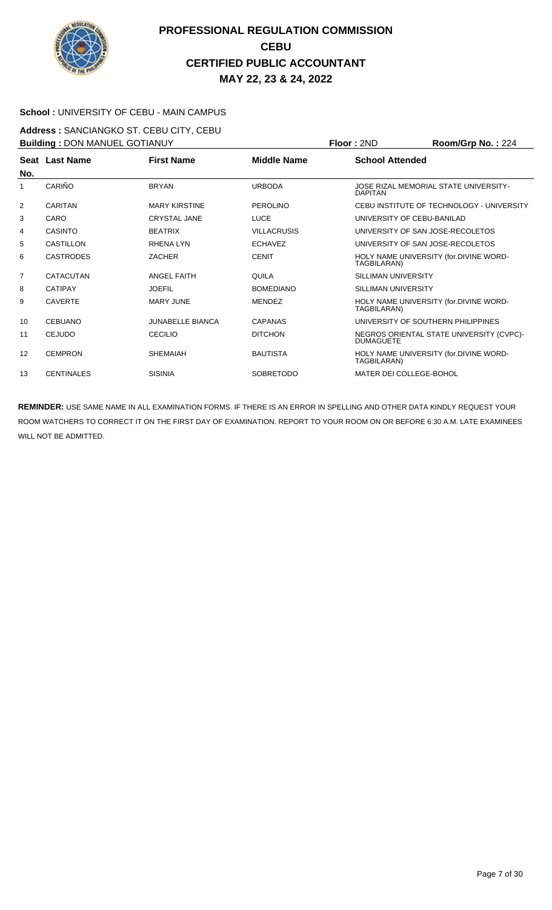# PROFESSIONAL REGULATION COMMISSION
## CEBU
## CERTIFIED PUBLIC ACCOUNTANT
## MAY 22, 23 & 24, 2022

**School :** UNIVERSITY OF CEBU - MAIN CAMPUS

**Address :** SANCIANGKO ST. CEBU CITY, CEBU

**Building :** DON MANUEL GOTIANUY **Floor :** 2ND **Room/Grp No. :** 224

| Seat No. | Last Name | First Name | Middle Name | School Attended |
|---|---|---|---|---|
| 1 | CARIÑO | BRYAN | URBODA | JOSE RIZAL MEMORIAL STATE UNIVERSITY-DAPITAN |
| 2 | CARITAN | MARY KIRSTINE | PEROLINO | CEBU INSTITUTE OF TECHNOLOGY - UNIVERSITY |
| 3 | CARO | CRYSTAL JANE | LUCE | UNIVERSITY OF CEBU-BANILAD |
| 4 | CASINTO | BEATRIX | VILLACRUSIS | UNIVERSITY OF SAN JOSE-RECOLETOS |
| 5 | CASTILLON | RHENA LYN | ECHAVEZ | UNIVERSITY OF SAN JOSE-RECOLETOS |
| 6 | CASTRODES | ZACHER | CENIT | HOLY NAME UNIVERSITY (for.DIVINE WORD-TAGBILARAN) |
| 7 | CATACUTAN | ANGEL FAITH | QUILA | SILLIMAN UNIVERSITY |
| 8 | CATIPAY | JOEFIL | BOMEDIANO | SILLIMAN UNIVERSITY |
| 9 | CAVERTE | MARY JUNE | MENDEZ | HOLY NAME UNIVERSITY (for.DIVINE WORD-TAGBILARAN) |
| 10 | CEBUANO | JUNABELLE BIANCA | CAPANAS | UNIVERSITY OF SOUTHERN PHILIPPINES |
| 11 | CEJUDO | CECILIO | DITCHON | NEGROS ORIENTAL STATE UNIVERSITY (CVPC)-DUMAGUETE |
| 12 | CEMPRON | SHEMAIAH | BAUTISTA | HOLY NAME UNIVERSITY (for.DIVINE WORD-TAGBILARAN) |
| 13 | CENTINALES | SISINIA | SOBRETODO | MATER DEI COLLEGE-BOHOL |

**REMINDER:** USE SAME NAME IN ALL EXAMINATION FORMS. IF THERE IS AN ERROR IN SPELLING AND OTHER DATA KINDLY REQUEST YOUR ROOM WATCHERS TO CORRECT IT ON THE FIRST DAY OF EXAMINATION. REPORT TO YOUR ROOM ON OR BEFORE 6:30 A.M. LATE EXAMINEES WILL NOT BE ADMITTED.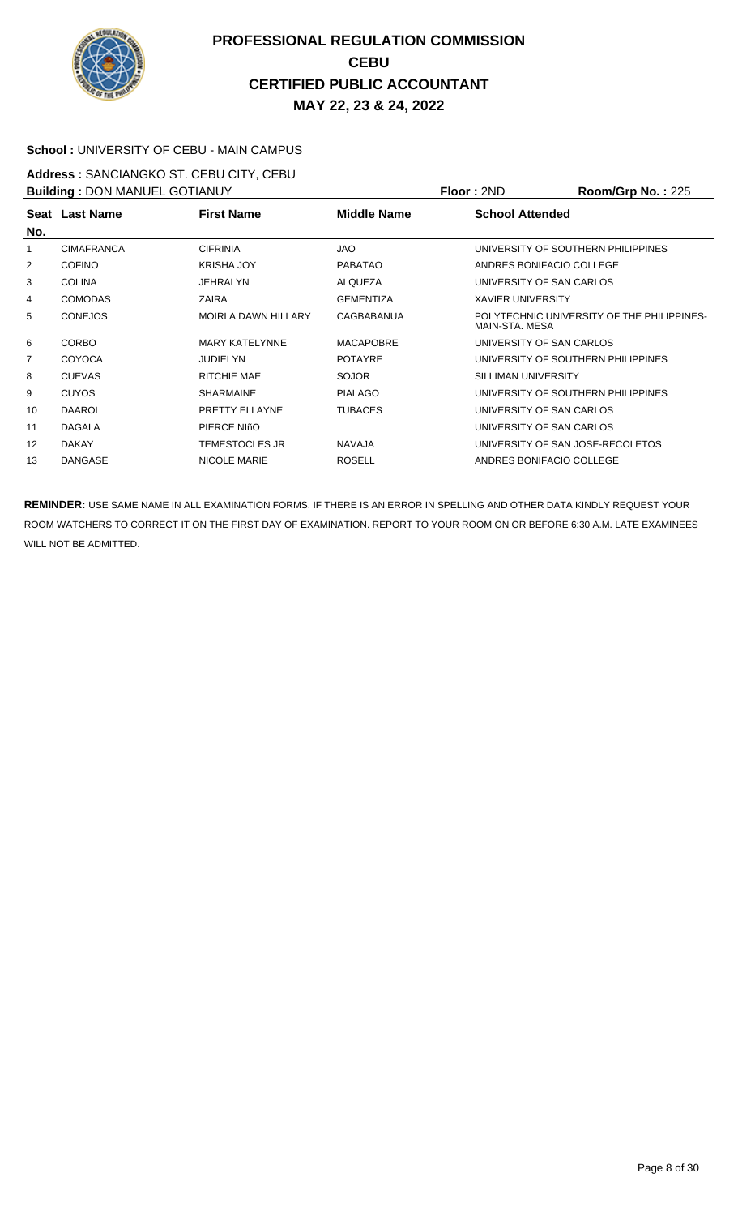# PROFESSIONAL REGULATION COMMISSION
# CEBU
# CERTIFIED PUBLIC ACCOUNTANT
# MAY 22, 23 & 24, 2022

**School :** UNIVERSITY OF CEBU - MAIN CAMPUS

**Address :** SANCIANGKO ST. CEBU CITY, CEBU

**Building :** DON MANUEL GOTIANUY **Floor :** 2ND **Room/Grp No. :** 225

| Seat No. | Last Name | First Name | Middle Name | School Attended |
|---|---|---|---|---|
| 1 | CIMAFRANCA | CIFRINIA | JAO | UNIVERSITY OF SOUTHERN PHILIPPINES |
| 2 | COFINO | KRISHA JOY | PABATAO | ANDRES BONIFACIO COLLEGE |
| 3 | COLINA | JEHRALYN | ALQUEZA | UNIVERSITY OF SAN CARLOS |
| 4 | COMODAS | ZAIRA | GEMENTIZA | XAVIER UNIVERSITY |
| 5 | CONEJOS | MOIRLA DAWN HILLARY | CAGBABANUA | POLYTECHNIC UNIVERSITY OF THE PHILIPPINES-MAIN-STA. MESA |
| 6 | CORBO | MARY KATELYNNE | MACAPOBRE | UNIVERSITY OF SAN CARLOS |
| 7 | COYOCA | JUDIELYN | POTAYRE | UNIVERSITY OF SOUTHERN PHILIPPINES |
| 8 | CUEVAS | RITCHIE MAE | SOJOR | SILLIMAN UNIVERSITY |
| 9 | CUYOS | SHARMAINE | PIALAGO | UNIVERSITY OF SOUTHERN PHILIPPINES |
| 10 | DAAROL | PRETTY ELLAYNE | TUBACES | UNIVERSITY OF SAN CARLOS |
| 11 | DAGALA | PIERCE NIñO | | UNIVERSITY OF SAN CARLOS |
| 12 | DAKAY | TEMESTOCLES JR | NAVAJA | UNIVERSITY OF SAN JOSE-RECOLETOS |
| 13 | DANGASE | NICOLE MARIE | ROSELL | ANDRES BONIFACIO COLLEGE |

**REMINDER:** USE SAME NAME IN ALL EXAMINATION FORMS. IF THERE IS AN ERROR IN SPELLING AND OTHER DATA KINDLY REQUEST YOUR ROOM WATCHERS TO CORRECT IT ON THE FIRST DAY OF EXAMINATION. REPORT TO YOUR ROOM ON OR BEFORE 6:30 A.M. LATE EXAMINEES WILL NOT BE ADMITTED.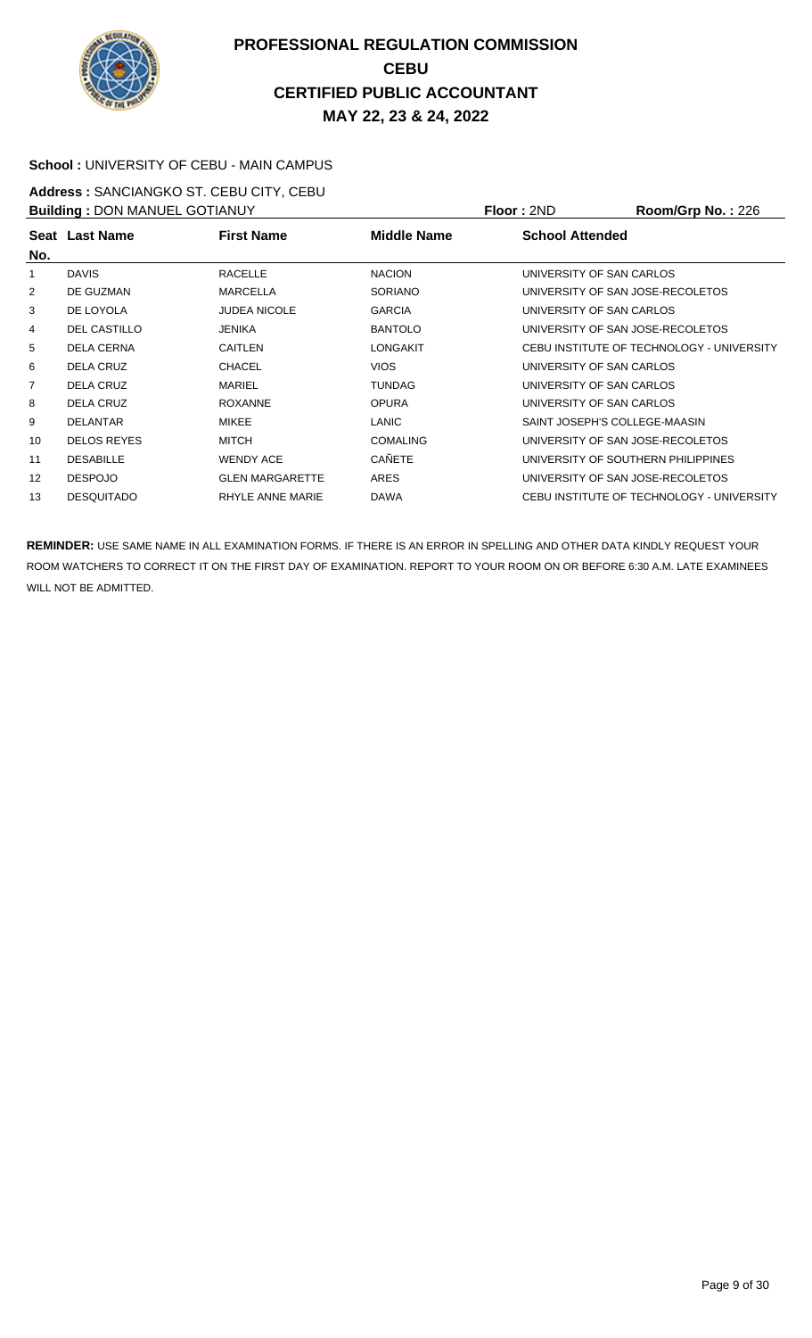# PROFESSIONAL REGULATION COMMISSION
## CEBU
## CERTIFIED PUBLIC ACCOUNTANT
## MAY 22, 23 & 24, 2022

**School :** UNIVERSITY OF CEBU - MAIN CAMPUS

**Address :** SANCIANGKO ST. CEBU CITY, CEBU

**Building :** DON MANUEL GOTIANUY **Floor :** 2ND **Room/Grp No. :** 226

| Seat No. | Last Name | First Name | Middle Name | School Attended |
|---|---|---|---|---|
| 1 | DAVIS | RACELLE | NACION | UNIVERSITY OF SAN CARLOS |
| 2 | DE GUZMAN | MARCELLA | SORIANO | UNIVERSITY OF SAN JOSE-RECOLETOS |
| 3 | DE LOYOLA | JUDEA NICOLE | GARCIA | UNIVERSITY OF SAN CARLOS |
| 4 | DEL CASTILLO | JENIKA | BANTOLO | UNIVERSITY OF SAN JOSE-RECOLETOS |
| 5 | DELA CERNA | CAITLEN | LONGAKIT | CEBU INSTITUTE OF TECHNOLOGY - UNIVERSITY |
| 6 | DELA CRUZ | CHACEL | VIOS | UNIVERSITY OF SAN CARLOS |
| 7 | DELA CRUZ | MARIEL | TUNDAG | UNIVERSITY OF SAN CARLOS |
| 8 | DELA CRUZ | ROXANNE | OPURA | UNIVERSITY OF SAN CARLOS |
| 9 | DELANTAR | MIKEE | LANIC | SAINT JOSEPH'S COLLEGE-MAASIN |
| 10 | DELOS REYES | MITCH | COMALING | UNIVERSITY OF SAN JOSE-RECOLETOS |
| 11 | DESABILLE | WENDY ACE | CAÑETE | UNIVERSITY OF SOUTHERN PHILIPPINES |
| 12 | DESPOJO | GLEN MARGARETTE | ARES | UNIVERSITY OF SAN JOSE-RECOLETOS |
| 13 | DESQUITADO | RHYLE ANNE MARIE | DAWA | CEBU INSTITUTE OF TECHNOLOGY - UNIVERSITY |

**REMINDER:** USE SAME NAME IN ALL EXAMINATION FORMS. IF THERE IS AN ERROR IN SPELLING AND OTHER DATA KINDLY REQUEST YOUR ROOM WATCHERS TO CORRECT IT ON THE FIRST DAY OF EXAMINATION. REPORT TO YOUR ROOM ON OR BEFORE 6:30 A.M. LATE EXAMINEES WILL NOT BE ADMITTED.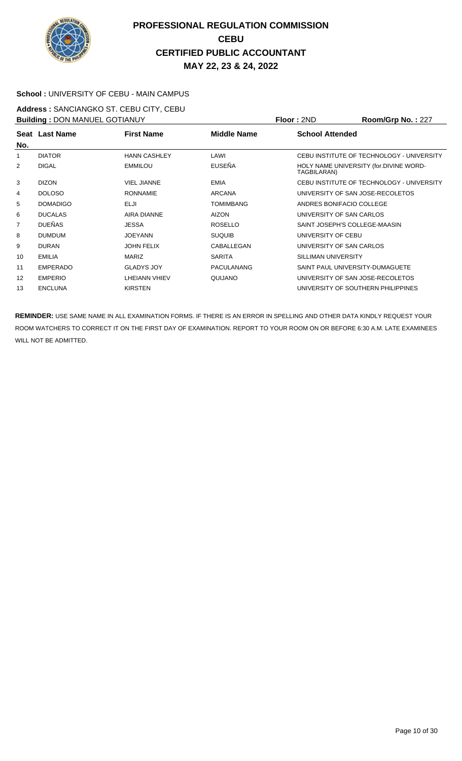# PROFESSIONAL REGULATION COMMISSION
## CEBU
## CERTIFIED PUBLIC ACCOUNTANT
## MAY 22, 23 & 24, 2022

**School :** UNIVERSITY OF CEBU - MAIN CAMPUS

**Address :** SANCIANGKO ST. CEBU CITY, CEBU

**Building :** DON MANUEL GOTIANUY **Floor :** 2ND **Room/Grp No. :** 227

| Seat No. | Last Name | First Name | Middle Name | School Attended |
|---|---|---|---|---|
| 1 | DIATOR | HANN CASHLEY | LAWI | CEBU INSTITUTE OF TECHNOLOGY - UNIVERSITY |
| 2 | DIGAL | EMMILOU | EUSEÑA | HOLY NAME UNIVERSITY (for.DIVINE WORD-TAGBILARAN) |
| 3 | DIZON | VIEL JIANNE | EMIA | CEBU INSTITUTE OF TECHNOLOGY - UNIVERSITY |
| 4 | DOLOSO | RONNAMIE | ARCANA | UNIVERSITY OF SAN JOSE-RECOLETOS |
| 5 | DOMADIGO | ELJI | TOMIMBANG | ANDRES BONIFACIO COLLEGE |
| 6 | DUCALAS | AIRA DIANNE | AIZON | UNIVERSITY OF SAN CARLOS |
| 7 | DUEÑAS | JESSA | ROSELLO | SAINT JOSEPH'S COLLEGE-MAASIN |
| 8 | DUMDUM | JOEYANN | SUQUIB | UNIVERSITY OF CEBU |
| 9 | DURAN | JOHN FELIX | CABALLEGAN | UNIVERSITY OF SAN CARLOS |
| 10 | EMILIA | MARIZ | SARITA | SILLIMAN UNIVERSITY |
| 11 | EMPERADO | GLADYS JOY | PACULANANG | SAINT PAUL UNIVERSITY-DUMAGUETE |
| 12 | EMPERIO | LHEIANN VHIEV | QUIJANO | UNIVERSITY OF SAN JOSE-RECOLETOS |
| 13 | ENCLUNA | KIRSTEN | | UNIVERSITY OF SOUTHERN PHILIPPINES |

**REMINDER:** USE SAME NAME IN ALL EXAMINATION FORMS. IF THERE IS AN ERROR IN SPELLING AND OTHER DATA KINDLY REQUEST YOUR ROOM WATCHERS TO CORRECT IT ON THE FIRST DAY OF EXAMINATION. REPORT TO YOUR ROOM ON OR BEFORE 6:30 A.M. LATE EXAMINEES WILL NOT BE ADMITTED.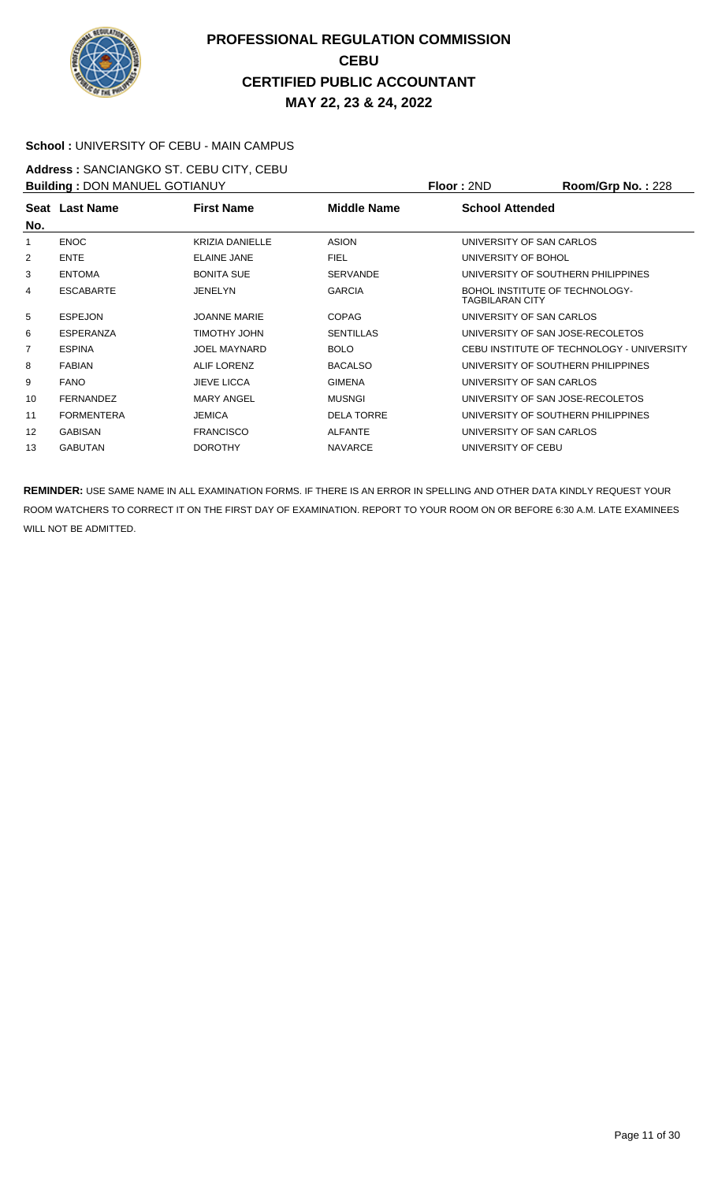# PROFESSIONAL REGULATION COMMISSION
## CEBU
## CERTIFIED PUBLIC ACCOUNTANT
## MAY 22, 23 & 24, 2022

**School :** UNIVERSITY OF CEBU - MAIN CAMPUS

**Address :** SANCIANGKO ST. CEBU CITY, CEBU

**Building :** DON MANUEL GOTIANUY **Floor :** 2ND **Room/Grp No. :** 228

| Seat No. | Last Name | First Name | Middle Name | School Attended |
|---|---|---|---|---|
| 1 | ENOC | KRIZIA DANIELLE | ASION | UNIVERSITY OF SAN CARLOS |
| 2 | ENTE | ELAINE JANE | FIEL | UNIVERSITY OF BOHOL |
| 3 | ENTOMA | BONITA SUE | SERVANDE | UNIVERSITY OF SOUTHERN PHILIPPINES |
| 4 | ESCABARTE | JENELYN | GARCIA | BOHOL INSTITUTE OF TECHNOLOGY-TAGBILARAN CITY |
| 5 | ESPEJON | JOANNE MARIE | COPAG | UNIVERSITY OF SAN CARLOS |
| 6 | ESPERANZA | TIMOTHY JOHN | SENTILLAS | UNIVERSITY OF SAN JOSE-RECOLETOS |
| 7 | ESPINA | JOEL MAYNARD | BOLO | CEBU INSTITUTE OF TECHNOLOGY - UNIVERSITY |
| 8 | FABIAN | ALIF LORENZ | BACALSO | UNIVERSITY OF SOUTHERN PHILIPPINES |
| 9 | FANO | JIEVE LICCA | GIMENA | UNIVERSITY OF SAN CARLOS |
| 10 | FERNANDEZ | MARY ANGEL | MUSNGI | UNIVERSITY OF SAN JOSE-RECOLETOS |
| 11 | FORMENTERA | JEMICA | DELA TORRE | UNIVERSITY OF SOUTHERN PHILIPPINES |
| 12 | GABISAN | FRANCISCO | ALFANTE | UNIVERSITY OF SAN CARLOS |
| 13 | GABUTAN | DOROTHY | NAVARCE | UNIVERSITY OF CEBU |

**REMINDER:** USE SAME NAME IN ALL EXAMINATION FORMS. IF THERE IS AN ERROR IN SPELLING AND OTHER DATA KINDLY REQUEST YOUR ROOM WATCHERS TO CORRECT IT ON THE FIRST DAY OF EXAMINATION. REPORT TO YOUR ROOM ON OR BEFORE 6:30 A.M. LATE EXAMINEES WILL NOT BE ADMITTED.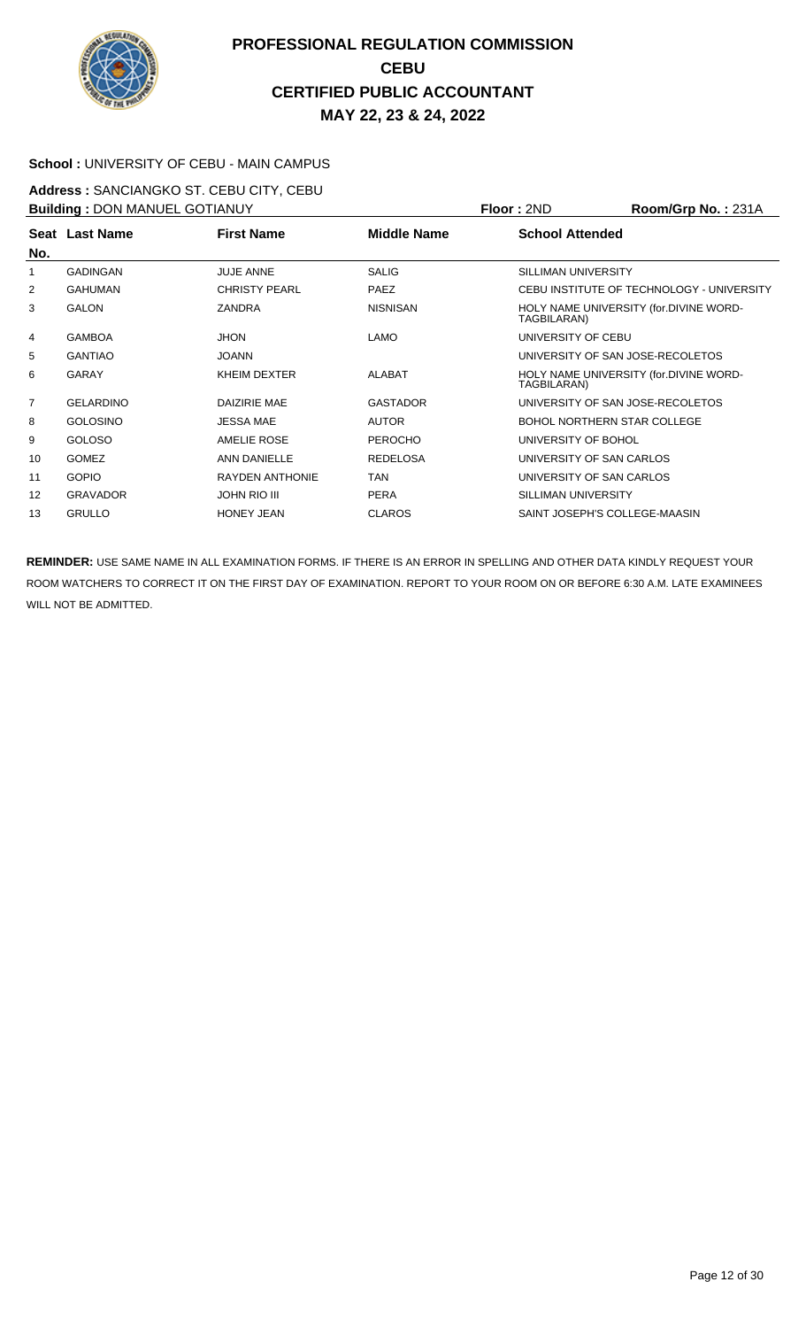# PROFESSIONAL REGULATION COMMISSION
## CEBU
## CERTIFIED PUBLIC ACCOUNTANT
## MAY 22, 23 & 24, 2022

**School :** UNIVERSITY OF CEBU - MAIN CAMPUS

**Address :** SANCIANGKO ST. CEBU CITY, CEBU

**Building :** DON MANUEL GOTIANUY **Floor :** 2ND **Room/Grp No. :** 231A

| Seat No. | Last Name | First Name | Middle Name | School Attended |
|---|---|---|---|---|
| 1 | GADINGAN | JUJE ANNE | SALIG | SILLIMAN UNIVERSITY |
| 2 | GAHUMAN | CHRISTY PEARL | PAEZ | CEBU INSTITUTE OF TECHNOLOGY - UNIVERSITY |
| 3 | GALON | ZANDRA | NISNISAN | HOLY NAME UNIVERSITY (for.DIVINE WORD-TAGBILARAN) |
| 4 | GAMBOA | JHON | LAMO | UNIVERSITY OF CEBU |
| 5 | GANTIAO | JOANN | | UNIVERSITY OF SAN JOSE-RECOLETOS |
| 6 | GARAY | KHEIM DEXTER | ALABAT | HOLY NAME UNIVERSITY (for.DIVINE WORD-TAGBILARAN) |
| 7 | GELARDINO | DAIZIRIE MAE | GASTADOR | UNIVERSITY OF SAN JOSE-RECOLETOS |
| 8 | GOLOSINO | JESSA MAE | AUTOR | BOHOL NORTHERN STAR COLLEGE |
| 9 | GOLOSO | AMELIE ROSE | PEROCHO | UNIVERSITY OF BOHOL |
| 10 | GOMEZ | ANN DANIELLE | REDELOSA | UNIVERSITY OF SAN CARLOS |
| 11 | GOPIO | RAYDEN ANTHONIE | TAN | UNIVERSITY OF SAN CARLOS |
| 12 | GRAVADOR | JOHN RIO III | PERA | SILLIMAN UNIVERSITY |
| 13 | GRULLO | HONEY JEAN | CLAROS | SAINT JOSEPH'S COLLEGE-MAASIN |

**REMINDER:** USE SAME NAME IN ALL EXAMINATION FORMS. IF THERE IS AN ERROR IN SPELLING AND OTHER DATA KINDLY REQUEST YOUR ROOM WATCHERS TO CORRECT IT ON THE FIRST DAY OF EXAMINATION. REPORT TO YOUR ROOM ON OR BEFORE 6:30 A.M. LATE EXAMINEES WILL NOT BE ADMITTED.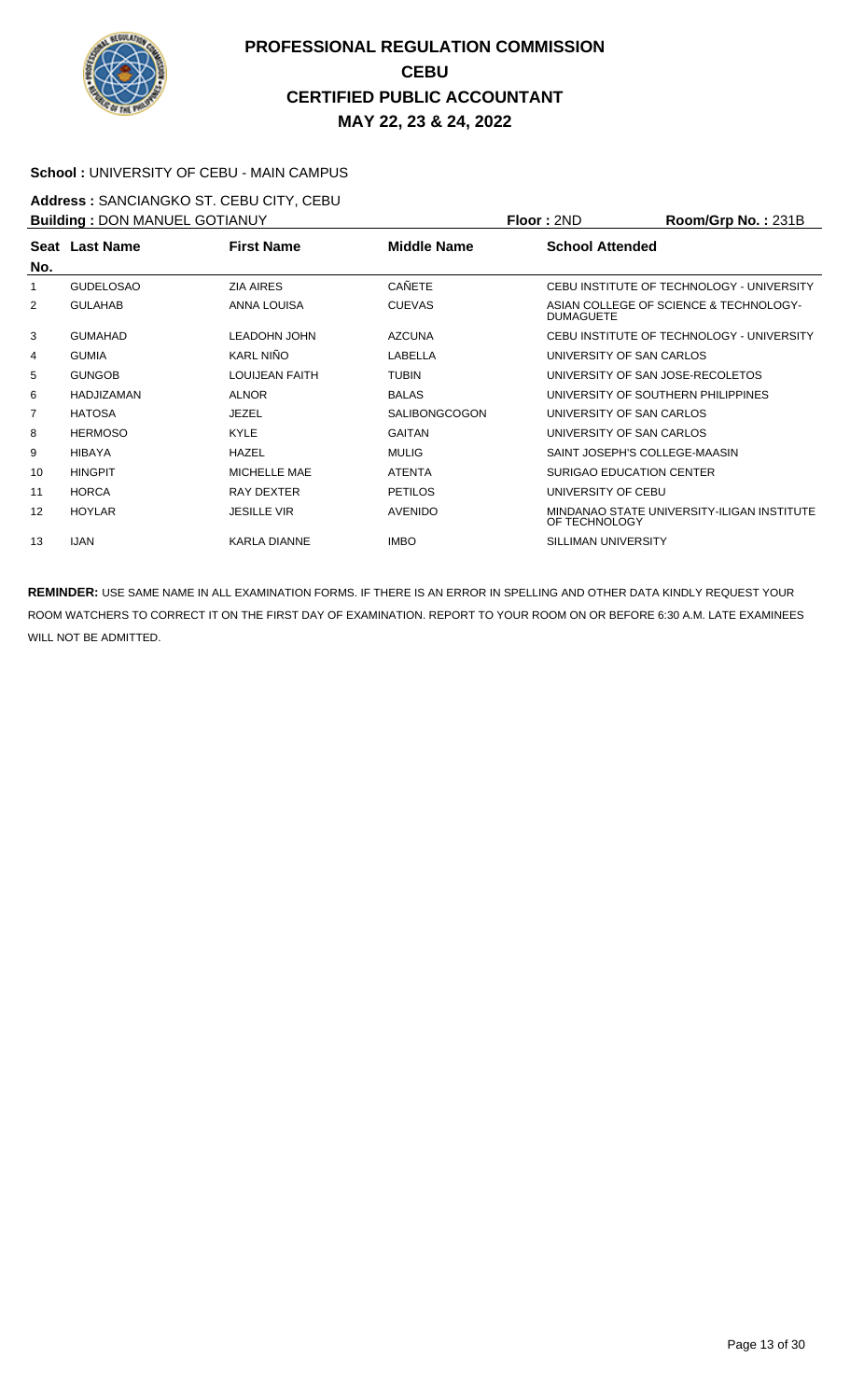# PROFESSIONAL REGULATION COMMISSION
## CEBU
## CERTIFIED PUBLIC ACCOUNTANT
## MAY 22, 23 & 24, 2022

**School :** UNIVERSITY OF CEBU - MAIN CAMPUS

**Address :** SANCIANGKO ST. CEBU CITY, CEBU

**Building :** DON MANUEL GOTIANUY **Floor :** 2ND **Room/Grp No. :** 231B

| Seat No. | Last Name | First Name | Middle Name | School Attended |
|---|---|---|---|---|
| 1 | GUDELOSAO | ZIA AIRES | CAÑETE | CEBU INSTITUTE OF TECHNOLOGY - UNIVERSITY |
| 2 | GULAHAB | ANNA LOUISA | CUEVAS | ASIAN COLLEGE OF SCIENCE & TECHNOLOGY-DUMAGUETE |
| 3 | GUMAHAD | LEADOHN JOHN | AZCUNA | CEBU INSTITUTE OF TECHNOLOGY - UNIVERSITY |
| 4 | GUMIA | KARL NIÑO | LABELLA | UNIVERSITY OF SAN CARLOS |
| 5 | GUNGOB | LOUIJEAN FAITH | TUBIN | UNIVERSITY OF SAN JOSE-RECOLETOS |
| 6 | HADJIZAMAN | ALNOR | BALAS | UNIVERSITY OF SOUTHERN PHILIPPINES |
| 7 | HATOSA | JEZEL | SALIBONGCOGON | UNIVERSITY OF SAN CARLOS |
| 8 | HERMOSO | KYLE | GAITAN | UNIVERSITY OF SAN CARLOS |
| 9 | HIBAYA | HAZEL | MULIG | SAINT JOSEPH'S COLLEGE-MAASIN |
| 10 | HINGPIT | MICHELLE MAE | ATENTA | SURIGAO EDUCATION CENTER |
| 11 | HORCA | RAY DEXTER | PETILOS | UNIVERSITY OF CEBU |
| 12 | HOYLAR | JESILLE VIR | AVENIDO | MINDANAO STATE UNIVERSITY-ILIGAN INSTITUTE OF TECHNOLOGY |
| 13 | IJAN | KARLA DIANNE | IMBO | SILLIMAN UNIVERSITY |

**REMINDER:** USE SAME NAME IN ALL EXAMINATION FORMS. IF THERE IS AN ERROR IN SPELLING AND OTHER DATA KINDLY REQUEST YOUR ROOM WATCHERS TO CORRECT IT ON THE FIRST DAY OF EXAMINATION. REPORT TO YOUR ROOM ON OR BEFORE 6:30 A.M. LATE EXAMINEES WILL NOT BE ADMITTED.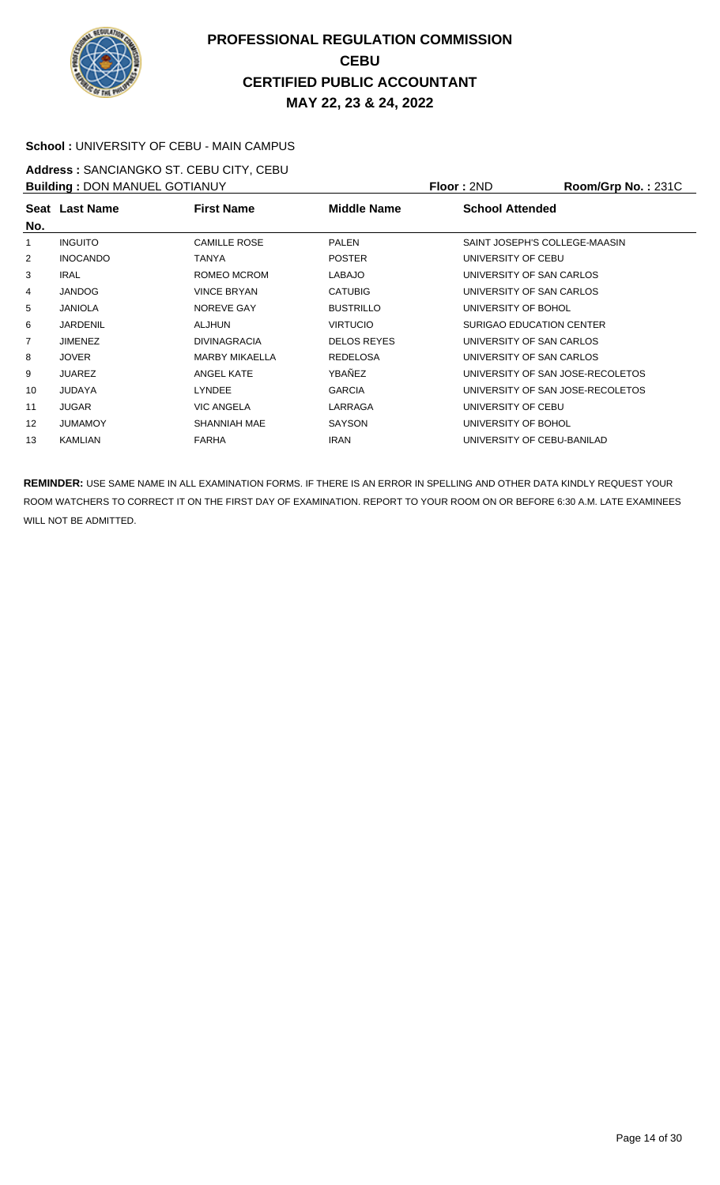# PROFESSIONAL REGULATION COMMISSION
## CEBU
## CERTIFIED PUBLIC ACCOUNTANT
## MAY 22, 23 & 24, 2022

**School :** UNIVERSITY OF CEBU - MAIN CAMPUS

**Address :** SANCIANGKO ST. CEBU CITY, CEBU

**Building :** DON MANUEL GOTIANUY **Floor :** 2ND **Room/Grp No. :** 231C

| Seat No. | Last Name | First Name | Middle Name | School Attended |
|---|---|---|---|---|
| 1 | INGUITO | CAMILLE ROSE | PALEN | SAINT JOSEPH'S COLLEGE-MAASIN |
| 2 | INOCANDO | TANYA | POSTER | UNIVERSITY OF CEBU |
| 3 | IRAL | ROMEO MCROM | LABAJO | UNIVERSITY OF SAN CARLOS |
| 4 | JANDOG | VINCE BRYAN | CATUBIG | UNIVERSITY OF SAN CARLOS |
| 5 | JANIOLA | NOREVE GAY | BUSTRILLO | UNIVERSITY OF BOHOL |
| 6 | JARDENIL | ALJHUN | VIRTUCIO | SURIGAO EDUCATION CENTER |
| 7 | JIMENEZ | DIVINAGRACIA | DELOS REYES | UNIVERSITY OF SAN CARLOS |
| 8 | JOVER | MARBY MIKAELLA | REDELOSA | UNIVERSITY OF SAN CARLOS |
| 9 | JUAREZ | ANGEL KATE | YBAÑEZ | UNIVERSITY OF SAN JOSE-RECOLETOS |
| 10 | JUDAYA | LYNDEE | GARCIA | UNIVERSITY OF SAN JOSE-RECOLETOS |
| 11 | JUGAR | VIC ANGELA | LARRAGA | UNIVERSITY OF CEBU |
| 12 | JUMAMOY | SHANNIAH MAE | SAYSON | UNIVERSITY OF BOHOL |
| 13 | KAMLIAN | FARHA | IRAN | UNIVERSITY OF CEBU-BANILAD |

**REMINDER:** USE SAME NAME IN ALL EXAMINATION FORMS. IF THERE IS AN ERROR IN SPELLING AND OTHER DATA KINDLY REQUEST YOUR ROOM WATCHERS TO CORRECT IT ON THE FIRST DAY OF EXAMINATION. REPORT TO YOUR ROOM ON OR BEFORE 6:30 A.M. LATE EXAMINEES WILL NOT BE ADMITTED.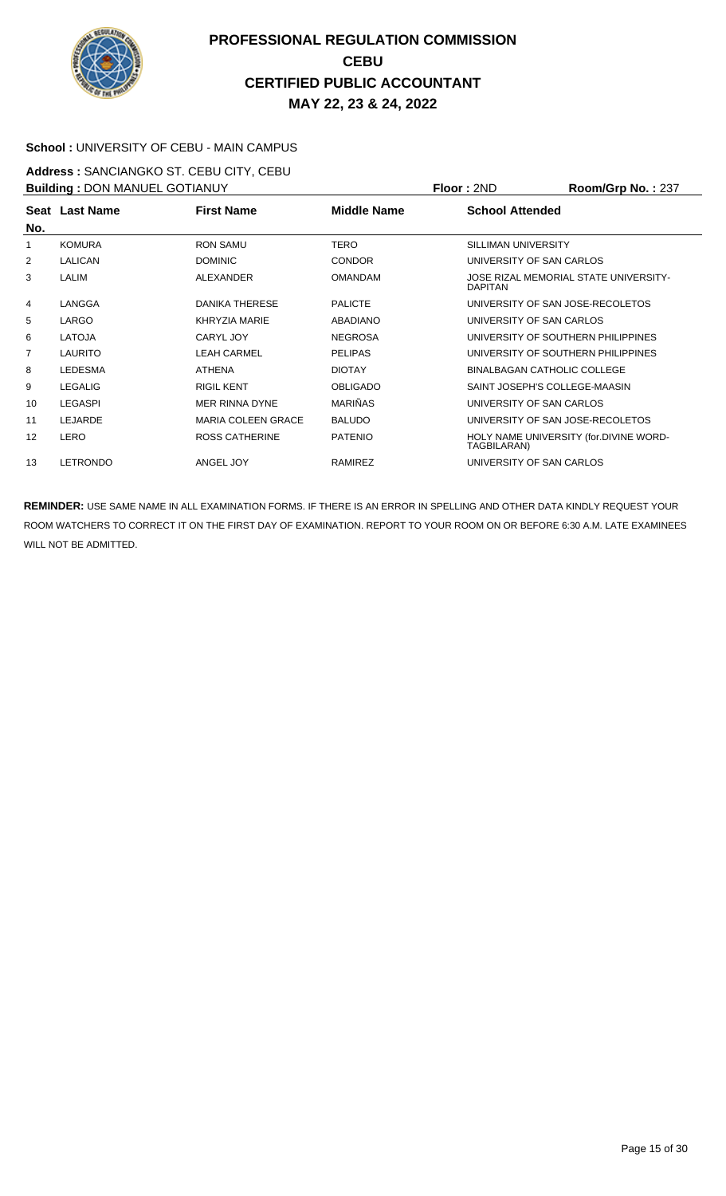# PROFESSIONAL REGULATION COMMISSION
## CEBU
## CERTIFIED PUBLIC ACCOUNTANT
## MAY 22, 23 & 24, 2022

**School :** UNIVERSITY OF CEBU - MAIN CAMPUS

**Address :** SANCIANGKO ST. CEBU CITY, CEBU

**Building :** DON MANUEL GOTIANUY **Floor :** 2ND **Room/Grp No. :** 237

| Seat No. | Last Name | First Name | Middle Name | School Attended |
|---|---|---|---|---|
| 1 | KOMURA | RON SAMU | TERO | SILLIMAN UNIVERSITY |
| 2 | LALICAN | DOMINIC | CONDOR | UNIVERSITY OF SAN CARLOS |
| 3 | LALIM | ALEXANDER | OMANDAM | JOSE RIZAL MEMORIAL STATE UNIVERSITY-DAPITAN |
| 4 | LANGGA | DANIKA THERESE | PALICTE | UNIVERSITY OF SAN JOSE-RECOLETOS |
| 5 | LARGO | KHRYZIA MARIE | ABADIANO | UNIVERSITY OF SAN CARLOS |
| 6 | LATOJA | CARYL JOY | NEGROSA | UNIVERSITY OF SOUTHERN PHILIPPINES |
| 7 | LAURITO | LEAH CARMEL | PELIPAS | UNIVERSITY OF SOUTHERN PHILIPPINES |
| 8 | LEDESMA | ATHENA | DIOTAY | BINALBAGAN CATHOLIC COLLEGE |
| 9 | LEGALIG | RIGIL KENT | OBLIGADO | SAINT JOSEPH'S COLLEGE-MAASIN |
| 10 | LEGASPI | MER RINNA DYNE | MARIÑAS | UNIVERSITY OF SAN CARLOS |
| 11 | LEJARDE | MARIA COLEEN GRACE | BALUDO | UNIVERSITY OF SAN JOSE-RECOLETOS |
| 12 | LERO | ROSS CATHERINE | PATENIO | HOLY NAME UNIVERSITY (for.DIVINE WORD-TAGBILARAN) |
| 13 | LETRONDO | ANGEL JOY | RAMIREZ | UNIVERSITY OF SAN CARLOS |

**REMINDER:** USE SAME NAME IN ALL EXAMINATION FORMS. IF THERE IS AN ERROR IN SPELLING AND OTHER DATA KINDLY REQUEST YOUR ROOM WATCHERS TO CORRECT IT ON THE FIRST DAY OF EXAMINATION. REPORT TO YOUR ROOM ON OR BEFORE 6:30 A.M. LATE EXAMINEES WILL NOT BE ADMITTED.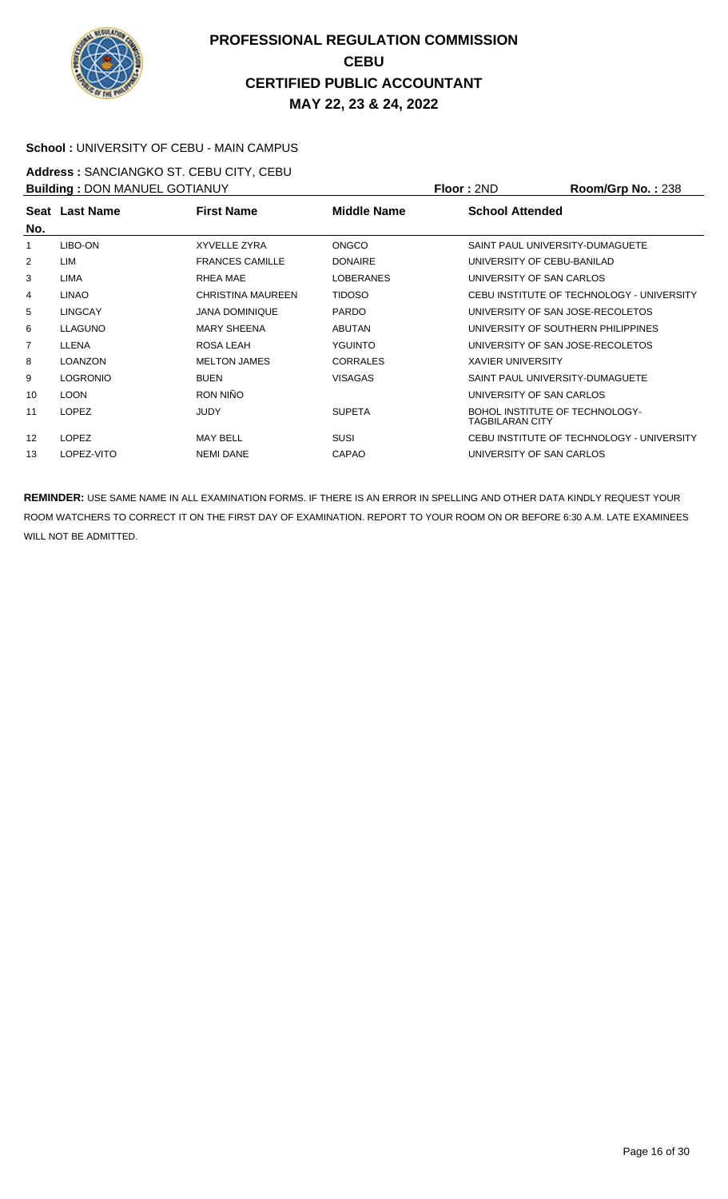# PROFESSIONAL REGULATION COMMISSION
## CEBU
## CERTIFIED PUBLIC ACCOUNTANT
## MAY 22, 23 & 24, 2022

**School :** UNIVERSITY OF CEBU - MAIN CAMPUS

**Address :** SANCIANGKO ST. CEBU CITY, CEBU

**Building :** DON MANUEL GOTIANUY **Floor :** 2ND **Room/Grp No. :** 238

| Seat No. | Last Name | First Name | Middle Name | School Attended |
|---|---|---|---|---|
| 1 | LIBO-ON | XYVELLE ZYRA | ONGCO | SAINT PAUL UNIVERSITY-DUMAGUETE |
| 2 | LIM | FRANCES CAMILLE | DONAIRE | UNIVERSITY OF CEBU-BANILAD |
| 3 | LIMA | RHEA MAE | LOBERANES | UNIVERSITY OF SAN CARLOS |
| 4 | LINAO | CHRISTINA MAUREEN | TIDOSO | CEBU INSTITUTE OF TECHNOLOGY - UNIVERSITY |
| 5 | LINGCAY | JANA DOMINIQUE | PARDO | UNIVERSITY OF SAN JOSE-RECOLETOS |
| 6 | LLAGUNO | MARY SHEENA | ABUTAN | UNIVERSITY OF SOUTHERN PHILIPPINES |
| 7 | LLENA | ROSA LEAH | YGUINTO | UNIVERSITY OF SAN JOSE-RECOLETOS |
| 8 | LOANZON | MELTON JAMES | CORRALES | XAVIER UNIVERSITY |
| 9 | LOGRONIO | BUEN | VISAGAS | SAINT PAUL UNIVERSITY-DUMAGUETE |
| 10 | LOON | RON NIÑO | | UNIVERSITY OF SAN CARLOS |
| 11 | LOPEZ | JUDY | SUPETA | BOHOL INSTITUTE OF TECHNOLOGY-TAGBILARAN CITY |
| 12 | LOPEZ | MAY BELL | SUSI | CEBU INSTITUTE OF TECHNOLOGY - UNIVERSITY |
| 13 | LOPEZ-VITO | NEMI DANE | CAPAO | UNIVERSITY OF SAN CARLOS |

**REMINDER:** USE SAME NAME IN ALL EXAMINATION FORMS. IF THERE IS AN ERROR IN SPELLING AND OTHER DATA KINDLY REQUEST YOUR ROOM WATCHERS TO CORRECT IT ON THE FIRST DAY OF EXAMINATION. REPORT TO YOUR ROOM ON OR BEFORE 6:30 A.M. LATE EXAMINEES WILL NOT BE ADMITTED.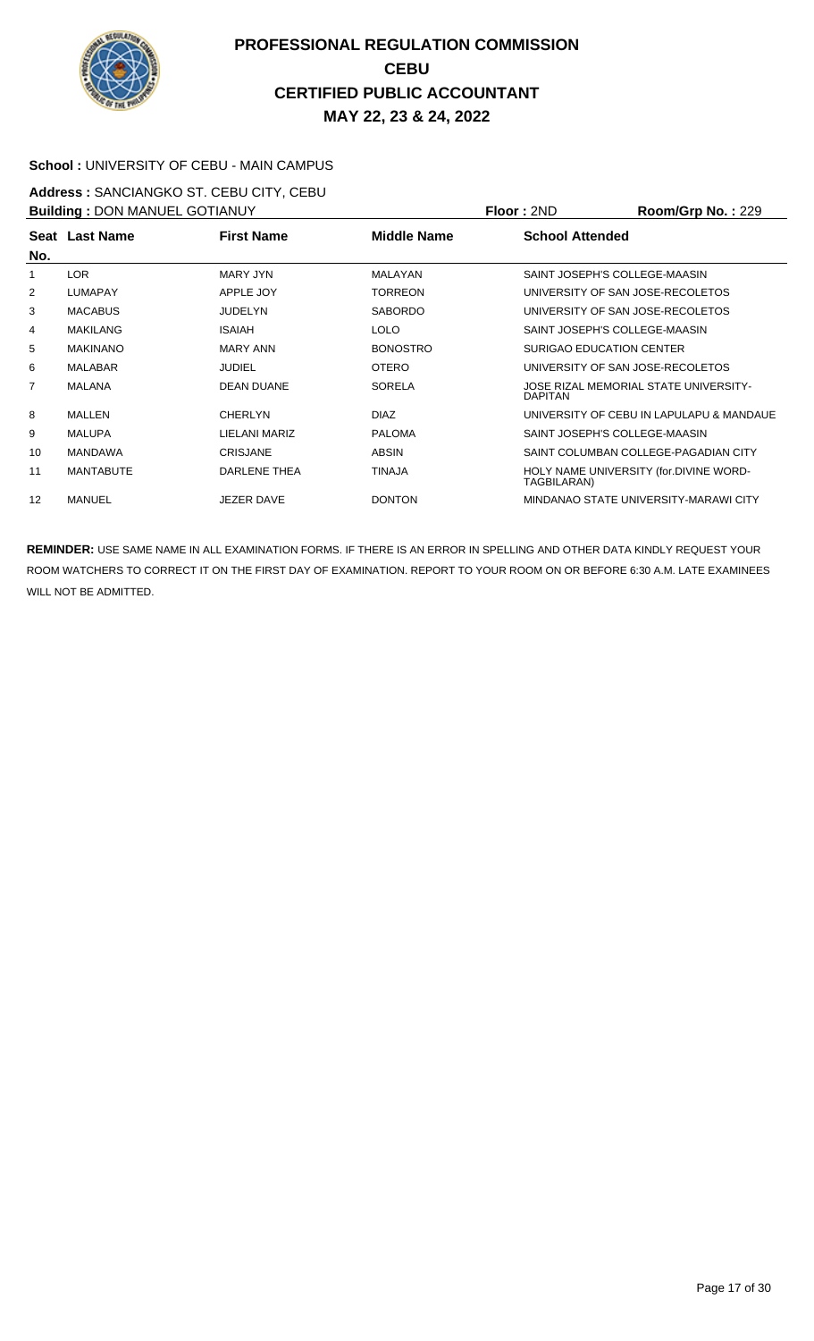# PROFESSIONAL REGULATION COMMISSION
# CEBU
# CERTIFIED PUBLIC ACCOUNTANT
# MAY 22, 23 & 24, 2022

**School :** UNIVERSITY OF CEBU - MAIN CAMPUS

**Address :** SANCIANGKO ST. CEBU CITY, CEBU

**Building :** DON MANUEL GOTIANUY **Floor :** 2ND **Room/Grp No. :** 229

| Seat No. | Last Name | First Name | Middle Name | School Attended |
|---|---|---|---|---|
| 1 | LOR | MARY JYN | MALAYAN | SAINT JOSEPH'S COLLEGE-MAASIN |
| 2 | LUMAPAY | APPLE JOY | TORREON | UNIVERSITY OF SAN JOSE-RECOLETOS |
| 3 | MACABUS | JUDELYN | SABORDO | UNIVERSITY OF SAN JOSE-RECOLETOS |
| 4 | MAKILANG | ISAIAH | LOLO | SAINT JOSEPH'S COLLEGE-MAASIN |
| 5 | MAKINANO | MARY ANN | BONOSTRO | SURIGAO EDUCATION CENTER |
| 6 | MALABAR | JUDIEL | OTERO | UNIVERSITY OF SAN JOSE-RECOLETOS |
| 7 | MALANA | DEAN DUANE | SORELA | JOSE RIZAL MEMORIAL STATE UNIVERSITY-DAPITAN |
| 8 | MALLEN | CHERLYN | DIAZ | UNIVERSITY OF CEBU IN LAPULAPU & MANDAUE |
| 9 | MALUPA | LIELANI MARIZ | PALOMA | SAINT JOSEPH'S COLLEGE-MAASIN |
| 10 | MANDAWA | CRISJANE | ABSIN | SAINT COLUMBAN COLLEGE-PAGADIAN CITY |
| 11 | MANTABUTE | DARLENE THEA | TINAJA | HOLY NAME UNIVERSITY (for.DIVINE WORD-TAGBILARAN) |
| 12 | MANUEL | JEZER DAVE | DONTON | MINDANAO STATE UNIVERSITY-MARAWI CITY |

**REMINDER:** USE SAME NAME IN ALL EXAMINATION FORMS. IF THERE IS AN ERROR IN SPELLING AND OTHER DATA KINDLY REQUEST YOUR ROOM WATCHERS TO CORRECT IT ON THE FIRST DAY OF EXAMINATION. REPORT TO YOUR ROOM ON OR BEFORE 6:30 A.M. LATE EXAMINEES WILL NOT BE ADMITTED.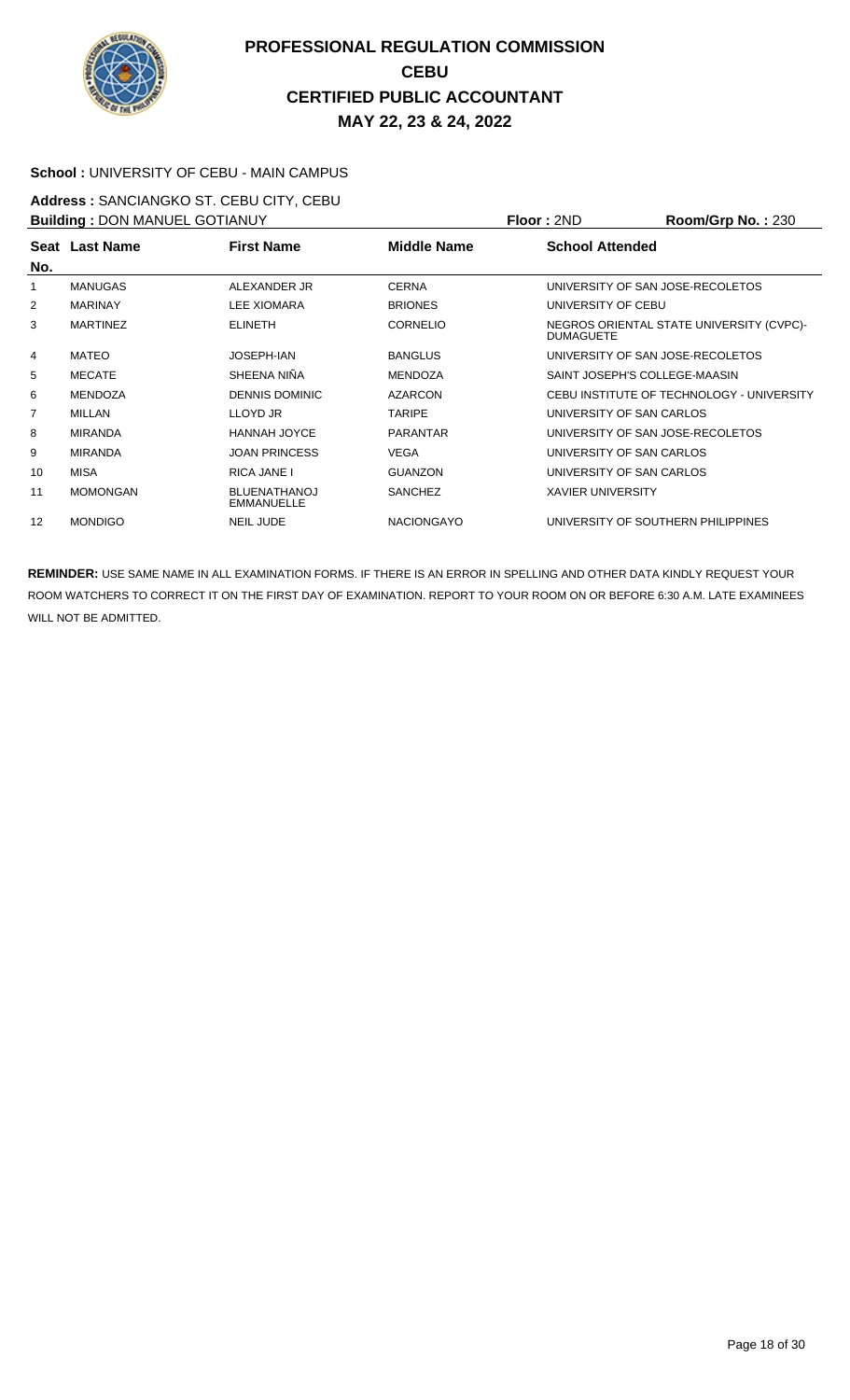# PROFESSIONAL REGULATION COMMISSION
## CEBU
## CERTIFIED PUBLIC ACCOUNTANT
## MAY 22, 23 & 24, 2022

**School :** UNIVERSITY OF CEBU - MAIN CAMPUS

**Address :** SANCIANGKO ST. CEBU CITY, CEBU

**Building :** DON MANUEL GOTIANUY **Floor :** 2ND **Room/Grp No. :** 230

| Seat No. | Last Name | First Name | Middle Name | School Attended |
|---|---|---|---|---|
| 1 | MANUGAS | ALEXANDER JR | CERNA | UNIVERSITY OF SAN JOSE-RECOLETOS |
| 2 | MARINAY | LEE XIOMARA | BRIONES | UNIVERSITY OF CEBU |
| 3 | MARTINEZ | ELINETH | CORNELIO | NEGROS ORIENTAL STATE UNIVERSITY (CVPC)-DUMAGUETE |
| 4 | MATEO | JOSEPH-IAN | BANGLUS | UNIVERSITY OF SAN JOSE-RECOLETOS |
| 5 | MECATE | SHEENA NIÑA | MENDOZA | SAINT JOSEPH'S COLLEGE-MAASIN |
| 6 | MENDOZA | DENNIS DOMINIC | AZARCON | CEBU INSTITUTE OF TECHNOLOGY - UNIVERSITY |
| 7 | MILLAN | LLOYD JR | TARIPE | UNIVERSITY OF SAN CARLOS |
| 8 | MIRANDA | HANNAH JOYCE | PARANTAR | UNIVERSITY OF SAN JOSE-RECOLETOS |
| 9 | MIRANDA | JOAN PRINCESS | VEGA | UNIVERSITY OF SAN CARLOS |
| 10 | MISA | RICA JANE I | GUANZON | UNIVERSITY OF SAN CARLOS |
| 11 | MOMONGAN | BLUENATHANOJ EMMANUELLE | SANCHEZ | XAVIER UNIVERSITY |
| 12 | MONDIGO | NEIL JUDE | NACIONGAYO | UNIVERSITY OF SOUTHERN PHILIPPINES |

**REMINDER:** USE SAME NAME IN ALL EXAMINATION FORMS. IF THERE IS AN ERROR IN SPELLING AND OTHER DATA KINDLY REQUEST YOUR ROOM WATCHERS TO CORRECT IT ON THE FIRST DAY OF EXAMINATION. REPORT TO YOUR ROOM ON OR BEFORE 6:30 A.M. LATE EXAMINEES WILL NOT BE ADMITTED.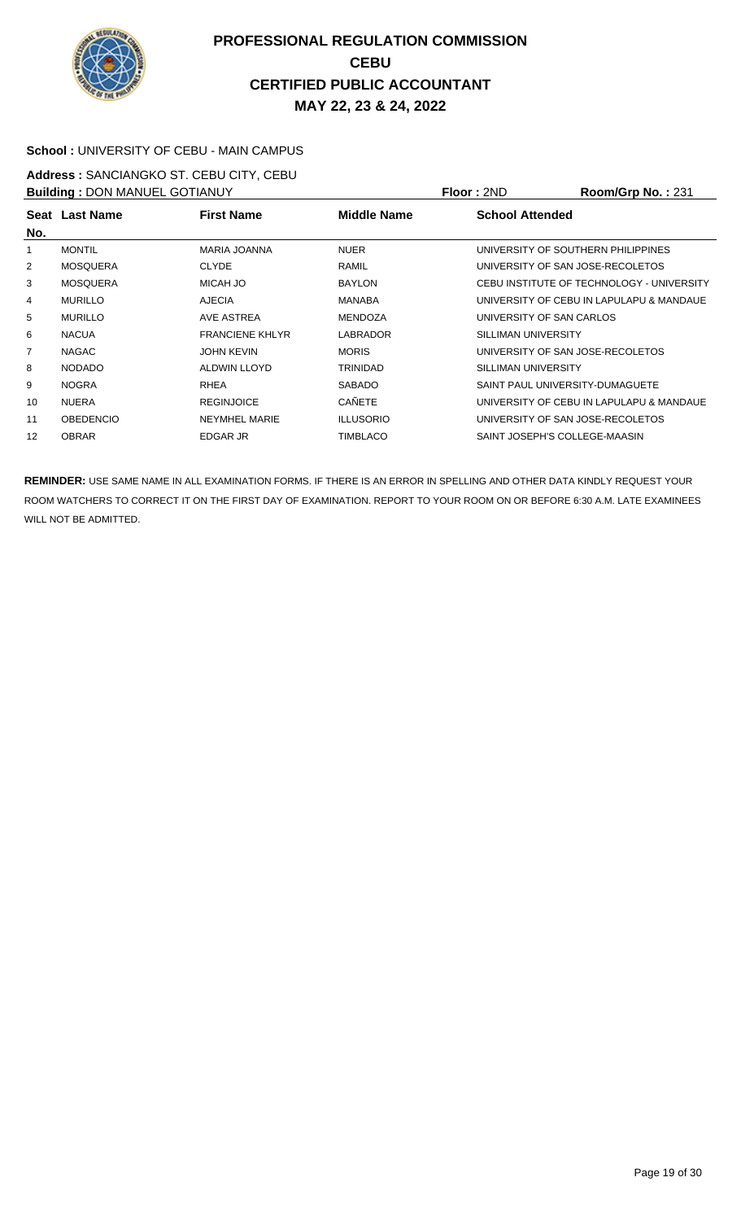# PROFESSIONAL REGULATION COMMISSION
## CEBU
## CERTIFIED PUBLIC ACCOUNTANT
## MAY 22, 23 & 24, 2022

**School :** UNIVERSITY OF CEBU - MAIN CAMPUS

**Address :** SANCIANGKO ST. CEBU CITY, CEBU

**Building :** DON MANUEL GOTIANUY **Floor :** 2ND **Room/Grp No. :** 231

| Seat No. | Last Name | First Name | Middle Name | School Attended |
|---|---|---|---|---|
| 1 | MONTIL | MARIA JOANNA | NUER | UNIVERSITY OF SOUTHERN PHILIPPINES |
| 2 | MOSQUERA | CLYDE | RAMIL | UNIVERSITY OF SAN JOSE-RECOLETOS |
| 3 | MOSQUERA | MICAH JO | BAYLON | CEBU INSTITUTE OF TECHNOLOGY - UNIVERSITY |
| 4 | MURILLO | AJECIA | MANABA | UNIVERSITY OF CEBU IN LAPULAPU & MANDAUE |
| 5 | MURILLO | AVE ASTREA | MENDOZA | UNIVERSITY OF SAN CARLOS |
| 6 | NACUA | FRANCIENE KHLYR | LABRADOR | SILLIMAN UNIVERSITY |
| 7 | NAGAC | JOHN KEVIN | MORIS | UNIVERSITY OF SAN JOSE-RECOLETOS |
| 8 | NODADO | ALDWIN LLOYD | TRINIDAD | SILLIMAN UNIVERSITY |
| 9 | NOGRA | RHEA | SABADO | SAINT PAUL UNIVERSITY-DUMAGUETE |
| 10 | NUERA | REGINJOICE | CAÑETE | UNIVERSITY OF CEBU IN LAPULAPU & MANDAUE |
| 11 | OBEDENCIO | NEYMHEL MARIE | ILLUSORIO | UNIVERSITY OF SAN JOSE-RECOLETOS |
| 12 | OBRAR | EDGAR JR | TIMBLACO | SAINT JOSEPH'S COLLEGE-MAASIN |

**REMINDER:** USE SAME NAME IN ALL EXAMINATION FORMS. IF THERE IS AN ERROR IN SPELLING AND OTHER DATA KINDLY REQUEST YOUR ROOM WATCHERS TO CORRECT IT ON THE FIRST DAY OF EXAMINATION. REPORT TO YOUR ROOM ON OR BEFORE 6:30 A.M. LATE EXAMINEES WILL NOT BE ADMITTED.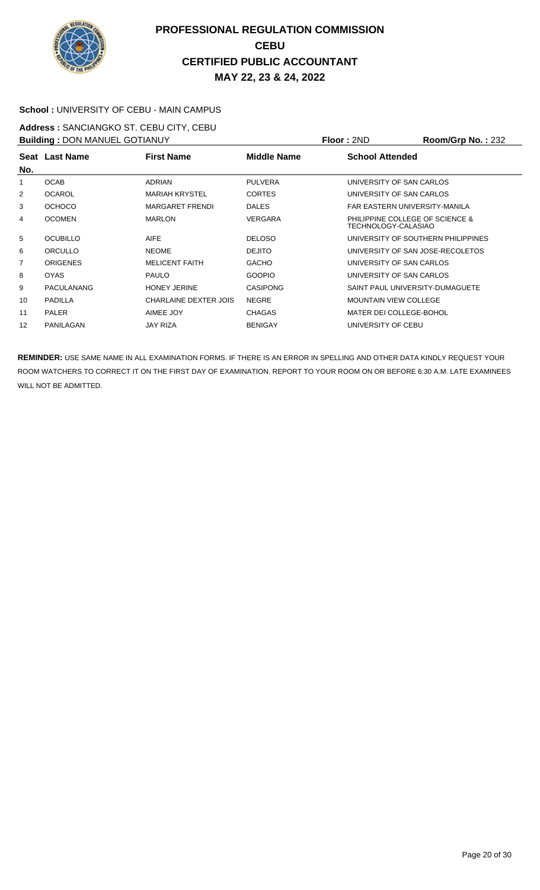# PROFESSIONAL REGULATION COMMISSION
# CEBU
# CERTIFIED PUBLIC ACCOUNTANT
# MAY 22, 23 & 24, 2022

**School :** UNIVERSITY OF CEBU - MAIN CAMPUS

**Address :** SANCIANGKO ST. CEBU CITY, CEBU

**Building :** DON MANUEL GOTIANUY **Floor :** 2ND **Room/Grp No. :** 232

| Seat No. | Last Name | First Name | Middle Name | School Attended |
|---|---|---|---|---|
| 1 | OCAB | ADRIAN | PULVERA | UNIVERSITY OF SAN CARLOS |
| 2 | OCAROL | MARIAH KRYSTEL | CORTES | UNIVERSITY OF SAN CARLOS |
| 3 | OCHOCO | MARGARET FRENDI | DALES | FAR EASTERN UNIVERSITY-MANILA |
| 4 | OCOMEN | MARLON | VERGARA | PHILIPPINE COLLEGE OF SCIENCE & TECHNOLOGY-CALASIAO |
| 5 | OCUBILLO | AIFE | DELOSO | UNIVERSITY OF SOUTHERN PHILIPPINES |
| 6 | ORCULLO | NEOME | DEJITO | UNIVERSITY OF SAN JOSE-RECOLETOS |
| 7 | ORIGENES | MELICENT FAITH | GACHO | UNIVERSITY OF SAN CARLOS |
| 8 | OYAS | PAULO | GOOPIO | UNIVERSITY OF SAN CARLOS |
| 9 | PACULANANG | HONEY JERINE | CASIPONG | SAINT PAUL UNIVERSITY-DUMAGUETE |
| 10 | PADILLA | CHARLAINE DEXTER JOIS | NEGRE | MOUNTAIN VIEW COLLEGE |
| 11 | PALER | AIMEE JOY | CHAGAS | MATER DEI COLLEGE-BOHOL |
| 12 | PANILAGAN | JAY RIZA | BENIGAY | UNIVERSITY OF CEBU |

**REMINDER:** USE SAME NAME IN ALL EXAMINATION FORMS. IF THERE IS AN ERROR IN SPELLING AND OTHER DATA KINDLY REQUEST YOUR ROOM WATCHERS TO CORRECT IT ON THE FIRST DAY OF EXAMINATION. REPORT TO YOUR ROOM ON OR BEFORE 6:30 A.M. LATE EXAMINEES WILL NOT BE ADMITTED.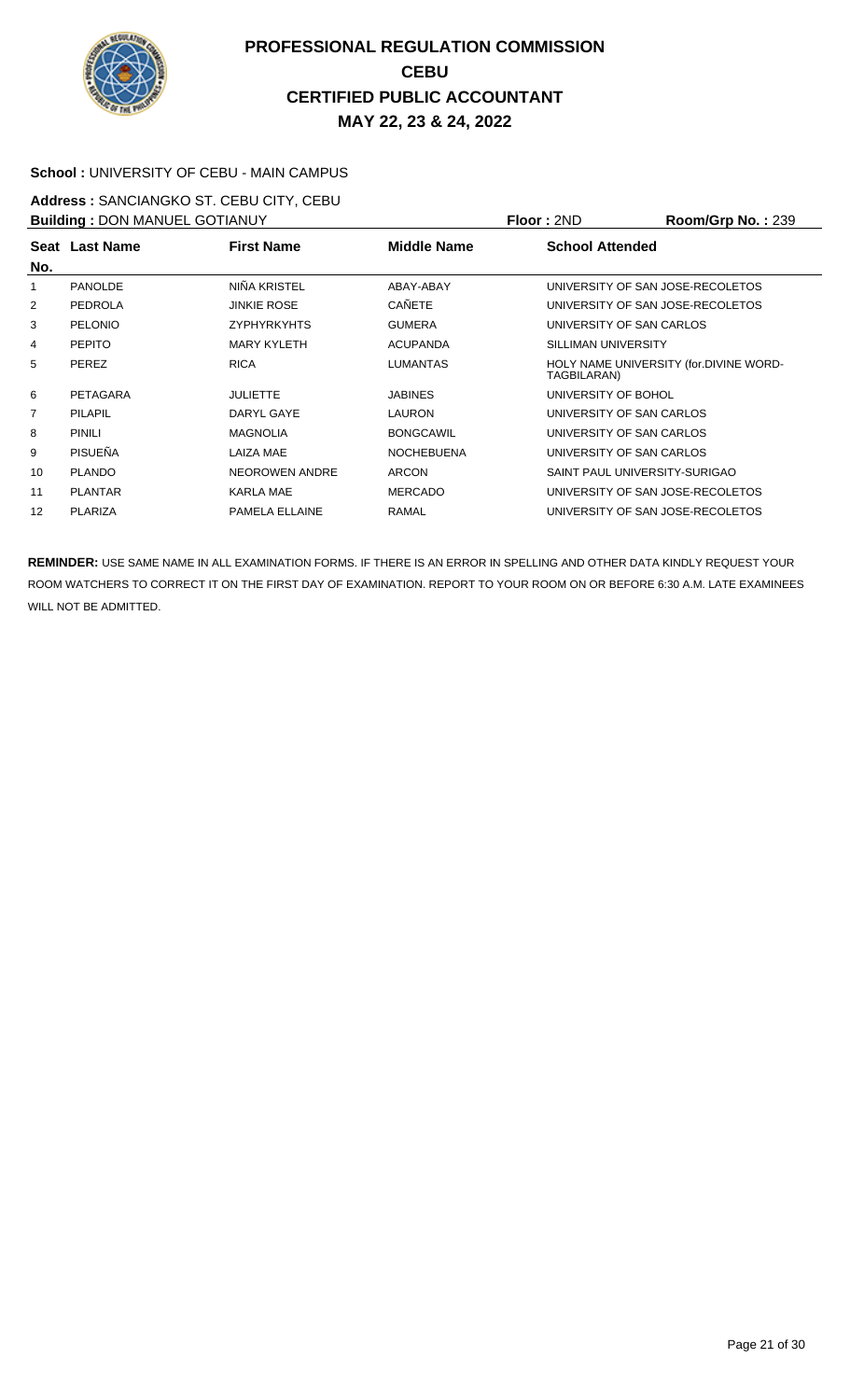# PROFESSIONAL REGULATION COMMISSION
## CEBU
## CERTIFIED PUBLIC ACCOUNTANT
## MAY 22, 23 & 24, 2022

**School :** UNIVERSITY OF CEBU - MAIN CAMPUS

**Address :** SANCIANGKO ST. CEBU CITY, CEBU

**Building :** DON MANUEL GOTIANUY **Floor :** 2ND **Room/Grp No. :** 239

| Seat No. | Last Name | First Name | Middle Name | School Attended |
|---|---|---|---|---|
| 1 | PANOLDE | NIÑA KRISTEL | ABAY-ABAY | UNIVERSITY OF SAN JOSE-RECOLETOS |
| 2 | PEDROLA | JINKIE ROSE | CAÑETE | UNIVERSITY OF SAN JOSE-RECOLETOS |
| 3 | PELONIO | ZYPHYRKYHTS | GUMERA | UNIVERSITY OF SAN CARLOS |
| 4 | PEPITO | MARY KYLETH | ACUPANDA | SILLIMAN UNIVERSITY |
| 5 | PEREZ | RICA | LUMANTAS | HOLY NAME UNIVERSITY (for.DIVINE WORD-TAGBILARAN) |
| 6 | PETAGARA | JULIETTE | JABINES | UNIVERSITY OF BOHOL |
| 7 | PILAPIL | DARYL GAYE | LAURON | UNIVERSITY OF SAN CARLOS |
| 8 | PINILI | MAGNOLIA | BONGCAWIL | UNIVERSITY OF SAN CARLOS |
| 9 | PISUEÑA | LAIZA MAE | NOCHEBUENA | UNIVERSITY OF SAN CARLOS |
| 10 | PLANDO | NEOROWEN ANDRE | ARCON | SAINT PAUL UNIVERSITY-SURIGAO |
| 11 | PLANTAR | KARLA MAE | MERCADO | UNIVERSITY OF SAN JOSE-RECOLETOS |
| 12 | PLARIZA | PAMELA ELLAINE | RAMAL | UNIVERSITY OF SAN JOSE-RECOLETOS |

**REMINDER:** USE SAME NAME IN ALL EXAMINATION FORMS. IF THERE IS AN ERROR IN SPELLING AND OTHER DATA KINDLY REQUEST YOUR ROOM WATCHERS TO CORRECT IT ON THE FIRST DAY OF EXAMINATION. REPORT TO YOUR ROOM ON OR BEFORE 6:30 A.M. LATE EXAMINEES WILL NOT BE ADMITTED.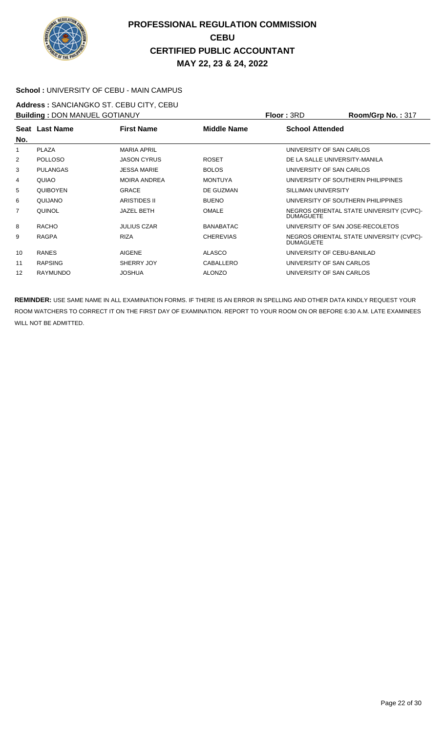# PROFESSIONAL REGULATION COMMISSION
## CEBU
## CERTIFIED PUBLIC ACCOUNTANT
## MAY 22, 23 & 24, 2022

**School :** UNIVERSITY OF CEBU - MAIN CAMPUS

**Address :** SANCIANGKO ST. CEBU CITY, CEBU

**Building :** DON MANUEL GOTIANUY **Floor :** 3RD **Room/Grp No. :** 317

| Seat No. | Last Name | First Name | Middle Name | School Attended |
|---|---|---|---|---|
| 1 | PLAZA | MARIA APRIL | | UNIVERSITY OF SAN CARLOS |
| 2 | POLLOSO | JASON CYRUS | ROSET | DE LA SALLE UNIVERSITY-MANILA |
| 3 | PULANGAS | JESSA MARIE | BOLOS | UNIVERSITY OF SAN CARLOS |
| 4 | QUIAO | MOIRA ANDREA | MONTUYA | UNIVERSITY OF SOUTHERN PHILIPPINES |
| 5 | QUIBOYEN | GRACE | DE GUZMAN | SILLIMAN UNIVERSITY |
| 6 | QUIJANO | ARISTIDES II | BUENO | UNIVERSITY OF SOUTHERN PHILIPPINES |
| 7 | QUINOL | JAZEL BETH | OMALE | NEGROS ORIENTAL STATE UNIVERSITY (CVPC)-DUMAGUETE |
| 8 | RACHO | JULIUS CZAR | BANABATAC | UNIVERSITY OF SAN JOSE-RECOLETOS |
| 9 | RAGPA | RIZA | CHEREVIAS | NEGROS ORIENTAL STATE UNIVERSITY (CVPC)-DUMAGUETE |
| 10 | RANES | AIGENE | ALASCO | UNIVERSITY OF CEBU-BANILAD |
| 11 | RAPSING | SHERRY JOY | CABALLERO | UNIVERSITY OF SAN CARLOS |
| 12 | RAYMUNDO | JOSHUA | ALONZO | UNIVERSITY OF SAN CARLOS |

**REMINDER:** USE SAME NAME IN ALL EXAMINATION FORMS. IF THERE IS AN ERROR IN SPELLING AND OTHER DATA KINDLY REQUEST YOUR ROOM WATCHERS TO CORRECT IT ON THE FIRST DAY OF EXAMINATION. REPORT TO YOUR ROOM ON OR BEFORE 6:30 A.M. LATE EXAMINEES WILL NOT BE ADMITTED.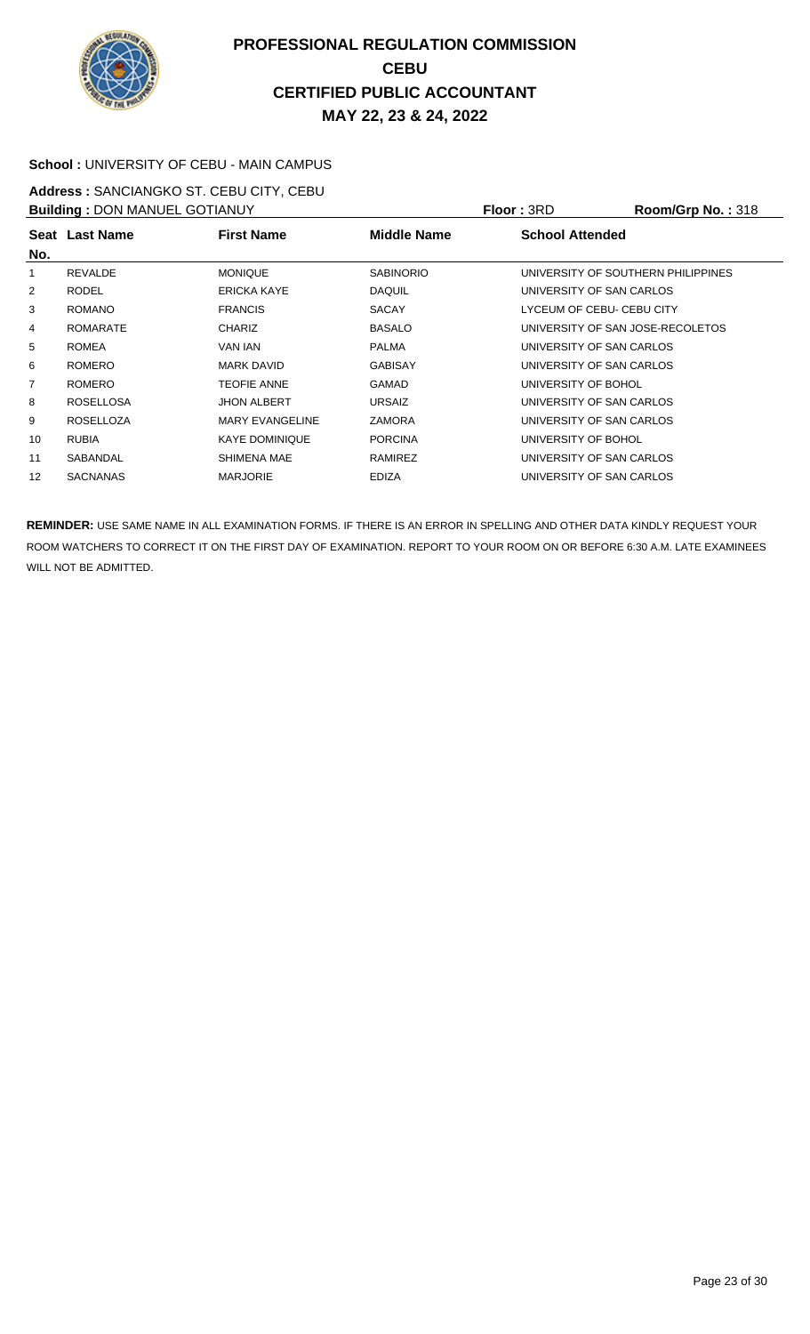# PROFESSIONAL REGULATION COMMISSION
## CEBU
## CERTIFIED PUBLIC ACCOUNTANT
## MAY 22, 23 & 24, 2022

**School :** UNIVERSITY OF CEBU - MAIN CAMPUS

**Address :** SANCIANGKO ST. CEBU CITY, CEBU

**Building :** DON MANUEL GOTIANUY **Floor :** 3RD **Room/Grp No. :** 318

| Seat No. | Last Name | First Name | Middle Name | School Attended |
|---|---|---|---|---|
| 1 | REVALDE | MONIQUE | SABINORIO | UNIVERSITY OF SOUTHERN PHILIPPINES |
| 2 | RODEL | ERICKA KAYE | DAQUIL | UNIVERSITY OF SAN CARLOS |
| 3 | ROMANO | FRANCIS | SACAY | LYCEUM OF CEBU- CEBU CITY |
| 4 | ROMARATE | CHARIZ | BASALO | UNIVERSITY OF SAN JOSE-RECOLETOS |
| 5 | ROMEA | VAN IAN | PALMA | UNIVERSITY OF SAN CARLOS |
| 6 | ROMERO | MARK DAVID | GABISAY | UNIVERSITY OF SAN CARLOS |
| 7 | ROMERO | TEOFIE ANNE | GAMAD | UNIVERSITY OF BOHOL |
| 8 | ROSELLOSA | JHON ALBERT | URSAIZ | UNIVERSITY OF SAN CARLOS |
| 9 | ROSELLOZA | MARY EVANGELINE | ZAMORA | UNIVERSITY OF SAN CARLOS |
| 10 | RUBIA | KAYE DOMINIQUE | PORCINA | UNIVERSITY OF BOHOL |
| 11 | SABANDAL | SHIMENA MAE | RAMIREZ | UNIVERSITY OF SAN CARLOS |
| 12 | SACNANAS | MARJORIE | EDIZA | UNIVERSITY OF SAN CARLOS |

**REMINDER:** USE SAME NAME IN ALL EXAMINATION FORMS. IF THERE IS AN ERROR IN SPELLING AND OTHER DATA KINDLY REQUEST YOUR ROOM WATCHERS TO CORRECT IT ON THE FIRST DAY OF EXAMINATION. REPORT TO YOUR ROOM ON OR BEFORE 6:30 A.M. LATE EXAMINEES WILL NOT BE ADMITTED.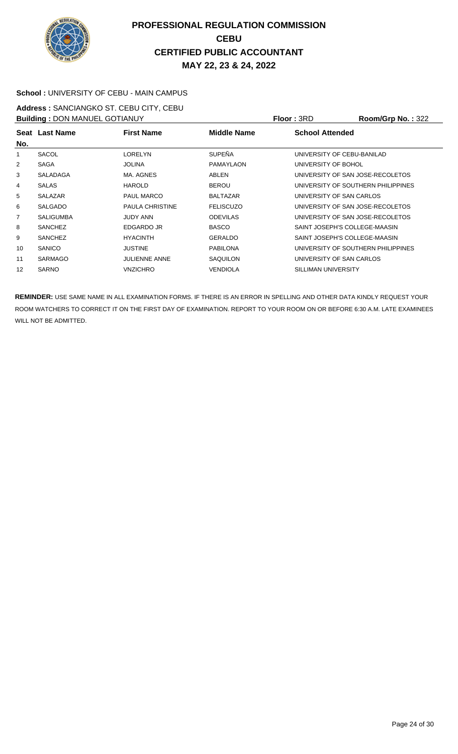# PROFESSIONAL REGULATION COMMISSION
## CEBU
## CERTIFIED PUBLIC ACCOUNTANT
## MAY 22, 23 & 24, 2022

**School :** UNIVERSITY OF CEBU - MAIN CAMPUS

**Address :** SANCIANGKO ST. CEBU CITY, CEBU

**Building :** DON MANUEL GOTIANUY **Floor :** 3RD **Room/Grp No. :** 322

| Seat No. | Last Name | First Name | Middle Name | School Attended |
|---|---|---|---|---|
| 1 | SACOL | LORELYN | SUPEÑA | UNIVERSITY OF CEBU-BANILAD |
| 2 | SAGA | JOLINA | PAMAYLAON | UNIVERSITY OF BOHOL |
| 3 | SALADAGA | MA. AGNES | ABLEN | UNIVERSITY OF SAN JOSE-RECOLETOS |
| 4 | SALAS | HAROLD | BEROU | UNIVERSITY OF SOUTHERN PHILIPPINES |
| 5 | SALAZAR | PAUL MARCO | BALTAZAR | UNIVERSITY OF SAN CARLOS |
| 6 | SALGADO | PAULA CHRISTINE | FELISCUZO | UNIVERSITY OF SAN JOSE-RECOLETOS |
| 7 | SALIGUMBA | JUDY ANN | ODEVILAS | UNIVERSITY OF SAN JOSE-RECOLETOS |
| 8 | SANCHEZ | EDGARDO JR | BASCO | SAINT JOSEPH'S COLLEGE-MAASIN |
| 9 | SANCHEZ | HYACINTH | GERALDO | SAINT JOSEPH'S COLLEGE-MAASIN |
| 10 | SANICO | JUSTINE | PABILONA | UNIVERSITY OF SOUTHERN PHILIPPINES |
| 11 | SARMAGO | JULIENNE ANNE | SAQUILON | UNIVERSITY OF SAN CARLOS |
| 12 | SARNO | VNZICHRO | VENDIOLA | SILLIMAN UNIVERSITY |

**REMINDER:** USE SAME NAME IN ALL EXAMINATION FORMS. IF THERE IS AN ERROR IN SPELLING AND OTHER DATA KINDLY REQUEST YOUR ROOM WATCHERS TO CORRECT IT ON THE FIRST DAY OF EXAMINATION. REPORT TO YOUR ROOM ON OR BEFORE 6:30 A.M. LATE EXAMINEES WILL NOT BE ADMITTED.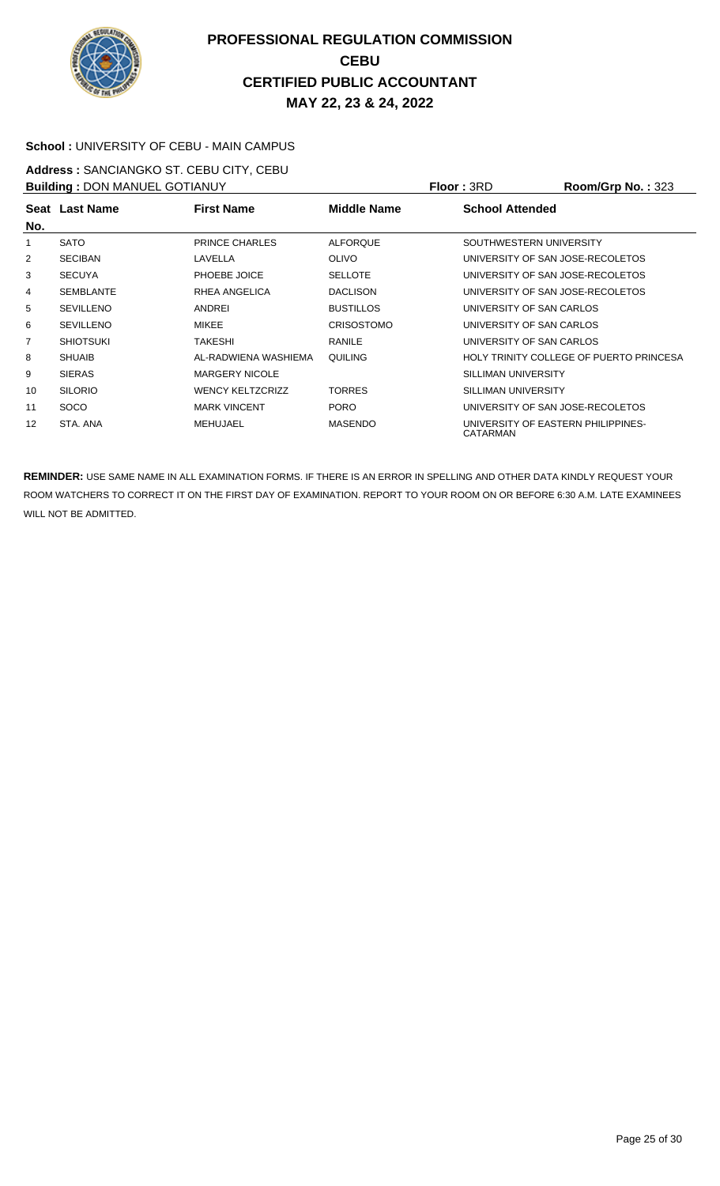# PROFESSIONAL REGULATION COMMISSION
## CEBU
## CERTIFIED PUBLIC ACCOUNTANT
## MAY 22, 23 & 24, 2022

**School :** UNIVERSITY OF CEBU - MAIN CAMPUS

**Address :** SANCIANGKO ST. CEBU CITY, CEBU

**Building :** DON MANUEL GOTIANUY **Floor :** 3RD **Room/Grp No. :** 323

| Seat No. | Last Name | First Name | Middle Name | School Attended |
|---|---|---|---|---|
| 1 | SATO | PRINCE CHARLES | ALFORQUE | SOUTHWESTERN UNIVERSITY |
| 2 | SECIBAN | LAVELLA | OLIVO | UNIVERSITY OF SAN JOSE-RECOLETOS |
| 3 | SECUYA | PHOEBE JOICE | SELLOTE | UNIVERSITY OF SAN JOSE-RECOLETOS |
| 4 | SEMBLANTE | RHEA ANGELICA | DACLISON | UNIVERSITY OF SAN JOSE-RECOLETOS |
| 5 | SEVILLENO | ANDREI | BUSTILLOS | UNIVERSITY OF SAN CARLOS |
| 6 | SEVILLENO | MIKEE | CRISOSTOMO | UNIVERSITY OF SAN CARLOS |
| 7 | SHIOTSUKI | TAKESHI | RANILE | UNIVERSITY OF SAN CARLOS |
| 8 | SHUAIB | AL-RADWIENA WASHIEMA | QUILING | HOLY TRINITY COLLEGE OF PUERTO PRINCESA |
| 9 | SIERAS | MARGERY NICOLE | | SILLIMAN UNIVERSITY |
| 10 | SILORIO | WENCY KELTZCRIZZ | TORRES | SILLIMAN UNIVERSITY |
| 11 | SOCO | MARK VINCENT | PORO | UNIVERSITY OF SAN JOSE-RECOLETOS |
| 12 | STA. ANA | MEHUJAEL | MASENDO | UNIVERSITY OF EASTERN PHILIPPINES-CATARMAN |

**REMINDER:** USE SAME NAME IN ALL EXAMINATION FORMS. IF THERE IS AN ERROR IN SPELLING AND OTHER DATA KINDLY REQUEST YOUR ROOM WATCHERS TO CORRECT IT ON THE FIRST DAY OF EXAMINATION. REPORT TO YOUR ROOM ON OR BEFORE 6:30 A.M. LATE EXAMINEES WILL NOT BE ADMITTED.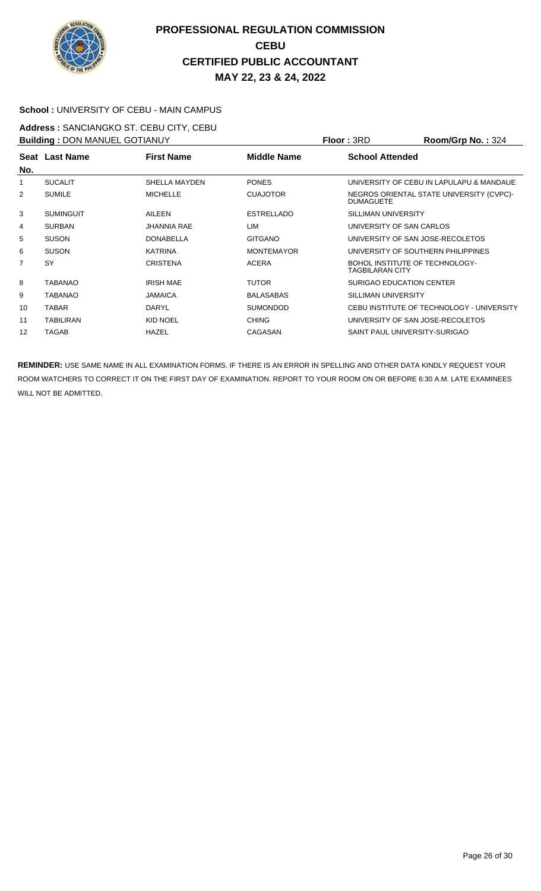# PROFESSIONAL REGULATION COMMISSION
## CEBU
## CERTIFIED PUBLIC ACCOUNTANT
## MAY 22, 23 & 24, 2022

**School :** UNIVERSITY OF CEBU - MAIN CAMPUS

**Address :** SANCIANGKO ST. CEBU CITY, CEBU

**Building :** DON MANUEL GOTIANUY **Floor :** 3RD **Room/Grp No. :** 324

| Seat No. | Last Name | First Name | Middle Name | School Attended |
|---|---|---|---|---|
| 1 | SUCALIT | SHELLA MAYDEN | PONES | UNIVERSITY OF CEBU IN LAPULAPU & MANDAUE |
| 2 | SUMILE | MICHELLE | CUAJOTOR | NEGROS ORIENTAL STATE UNIVERSITY (CVPC)-DUMAGUETE |
| 3 | SUMINGUIT | AILEEN | ESTRELLADO | SILLIMAN UNIVERSITY |
| 4 | SURBAN | JHANNIA RAE | LIM | UNIVERSITY OF SAN CARLOS |
| 5 | SUSON | DONABELLA | GITGANO | UNIVERSITY OF SAN JOSE-RECOLETOS |
| 6 | SUSON | KATRINA | MONTEMAYOR | UNIVERSITY OF SOUTHERN PHILIPPINES |
| 7 | SY | CRISTENA | ACERA | BOHOL INSTITUTE OF TECHNOLOGY-TAGBILARAN CITY |
| 8 | TABANAO | IRISH MAE | TUTOR | SURIGAO EDUCATION CENTER |
| 9 | TABANAO | JAMAICA | BALASABAS | SILLIMAN UNIVERSITY |
| 10 | TABAR | DARYL | SUMONDOD | CEBU INSTITUTE OF TECHNOLOGY - UNIVERSITY |
| 11 | TABILIRAN | KID NOEL | CHING | UNIVERSITY OF SAN JOSE-RECOLETOS |
| 12 | TAGAB | HAZEL | CAGASAN | SAINT PAUL UNIVERSITY-SURIGAO |

**REMINDER:** USE SAME NAME IN ALL EXAMINATION FORMS. IF THERE IS AN ERROR IN SPELLING AND OTHER DATA KINDLY REQUEST YOUR ROOM WATCHERS TO CORRECT IT ON THE FIRST DAY OF EXAMINATION. REPORT TO YOUR ROOM ON OR BEFORE 6:30 A.M. LATE EXAMINEES WILL NOT BE ADMITTED.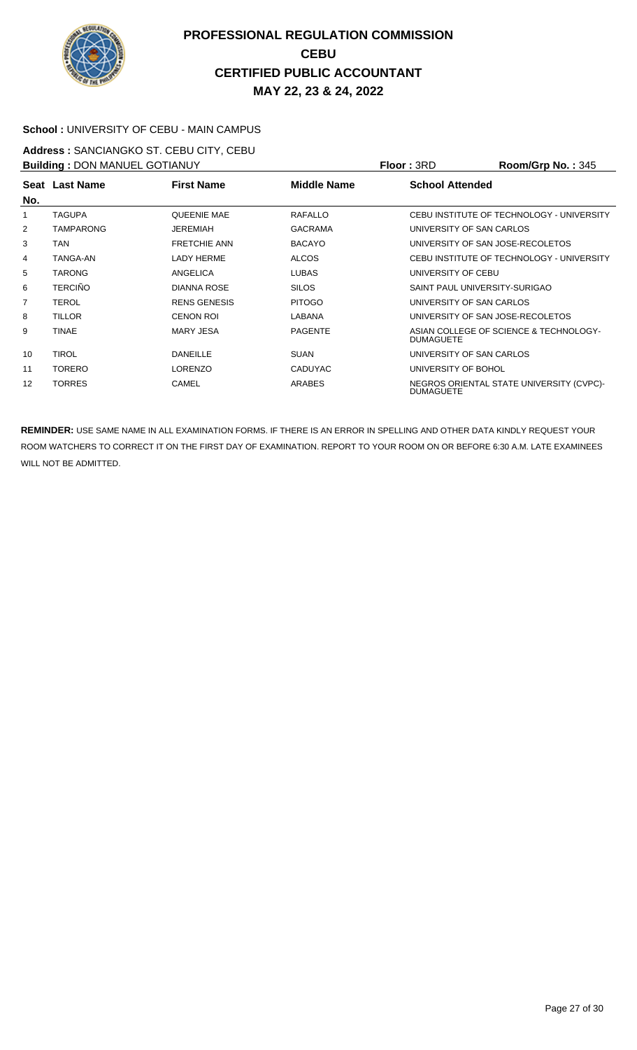# PROFESSIONAL REGULATION COMMISSION
## CEBU
## CERTIFIED PUBLIC ACCOUNTANT
## MAY 22, 23 & 24, 2022

**School :** UNIVERSITY OF CEBU - MAIN CAMPUS

**Address :** SANCIANGKO ST. CEBU CITY, CEBU

**Building :** DON MANUEL GOTIANUY **Floor :** 3RD **Room/Grp No. :** 345

| Seat No. | Last Name | First Name | Middle Name | School Attended |
|---|---|---|---|---|
| 1 | TAGUPA | QUEENIE MAE | RAFALLO | CEBU INSTITUTE OF TECHNOLOGY - UNIVERSITY |
| 2 | TAMPARONG | JEREMIAH | GACRAMA | UNIVERSITY OF SAN CARLOS |
| 3 | TAN | FRETCHIE ANN | BACAYO | UNIVERSITY OF SAN JOSE-RECOLETOS |
| 4 | TANGA-AN | LADY HERME | ALCOS | CEBU INSTITUTE OF TECHNOLOGY - UNIVERSITY |
| 5 | TARONG | ANGELICA | LUBAS | UNIVERSITY OF CEBU |
| 6 | TERCIÑO | DIANNA ROSE | SILOS | SAINT PAUL UNIVERSITY-SURIGAO |
| 7 | TEROL | RENS GENESIS | PITOGO | UNIVERSITY OF SAN CARLOS |
| 8 | TILLOR | CENON ROI | LABANA | UNIVERSITY OF SAN JOSE-RECOLETOS |
| 9 | TINAE | MARY JESA | PAGENTE | ASIAN COLLEGE OF SCIENCE & TECHNOLOGY-DUMAGUETE |
| 10 | TIROL | DANEILLE | SUAN | UNIVERSITY OF SAN CARLOS |
| 11 | TORERO | LORENZO | CADUYAC | UNIVERSITY OF BOHOL |
| 12 | TORRES | CAMEL | ARABES | NEGROS ORIENTAL STATE UNIVERSITY (CVPC)-DUMAGUETE |

**REMINDER:** USE SAME NAME IN ALL EXAMINATION FORMS. IF THERE IS AN ERROR IN SPELLING AND OTHER DATA KINDLY REQUEST YOUR ROOM WATCHERS TO CORRECT IT ON THE FIRST DAY OF EXAMINATION. REPORT TO YOUR ROOM ON OR BEFORE 6:30 A.M. LATE EXAMINEES WILL NOT BE ADMITTED.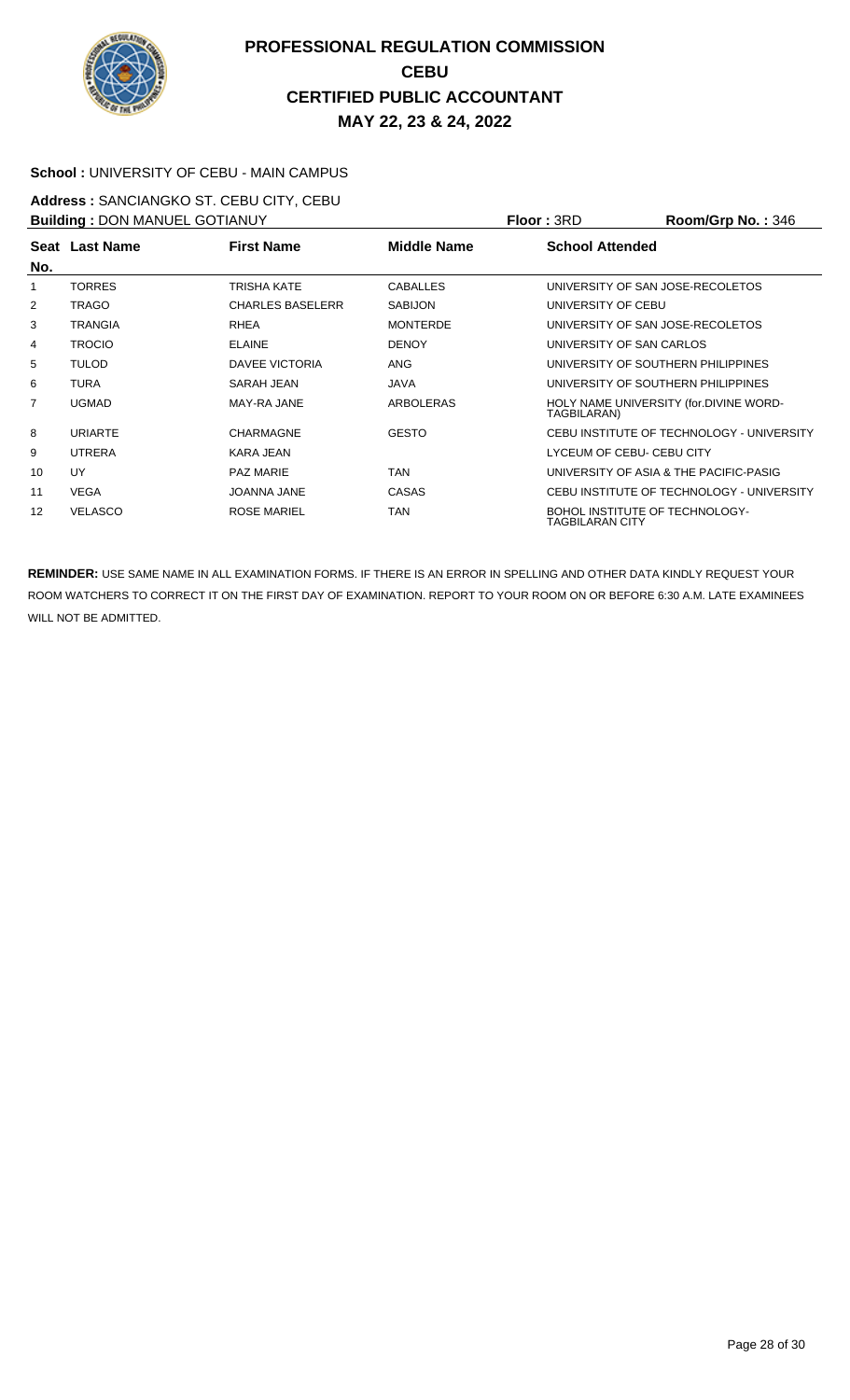# PROFESSIONAL REGULATION COMMISSION
# CEBU
# CERTIFIED PUBLIC ACCOUNTANT
# MAY 22, 23 & 24, 2022

**School :** UNIVERSITY OF CEBU - MAIN CAMPUS

**Address :** SANCIANGKO ST. CEBU CITY, CEBU

**Building :** DON MANUEL GOTIANUY **Floor :** 3RD **Room/Grp No. :** 346

| Seat No. | Last Name | First Name | Middle Name | School Attended |
|---|---|---|---|---|
| 1 | TORRES | TRISHA KATE | CABALLES | UNIVERSITY OF SAN JOSE-RECOLETOS |
| 2 | TRAGO | CHARLES BASELERR | SABIJON | UNIVERSITY OF CEBU |
| 3 | TRANGIA | RHEA | MONTERDE | UNIVERSITY OF SAN JOSE-RECOLETOS |
| 4 | TROCIO | ELAINE | DENOY | UNIVERSITY OF SAN CARLOS |
| 5 | TULOD | DAVEE VICTORIA | ANG | UNIVERSITY OF SOUTHERN PHILIPPINES |
| 6 | TURA | SARAH JEAN | JAVA | UNIVERSITY OF SOUTHERN PHILIPPINES |
| 7 | UGMAD | MAY-RA JANE | ARBOLERAS | HOLY NAME UNIVERSITY (for.DIVINE WORD-TAGBILARAN) |
| 8 | URIARTE | CHARMAGNE | GESTO | CEBU INSTITUTE OF TECHNOLOGY - UNIVERSITY |
| 9 | UTRERA | KARA JEAN | | LYCEUM OF CEBU- CEBU CITY |
| 10 | UY | PAZ MARIE | TAN | UNIVERSITY OF ASIA & THE PACIFIC-PASIG |
| 11 | VEGA | JOANNA JANE | CASAS | CEBU INSTITUTE OF TECHNOLOGY - UNIVERSITY |
| 12 | VELASCO | ROSE MARIEL | TAN | BOHOL INSTITUTE OF TECHNOLOGY-TAGBILARAN CITY |

**REMINDER:** USE SAME NAME IN ALL EXAMINATION FORMS. IF THERE IS AN ERROR IN SPELLING AND OTHER DATA KINDLY REQUEST YOUR ROOM WATCHERS TO CORRECT IT ON THE FIRST DAY OF EXAMINATION. REPORT TO YOUR ROOM ON OR BEFORE 6:30 A.M. LATE EXAMINEES WILL NOT BE ADMITTED.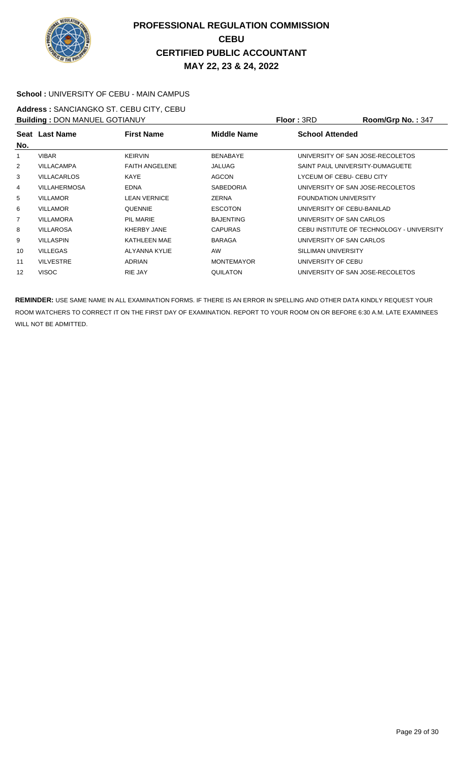# PROFESSIONAL REGULATION COMMISSION
## CEBU
## CERTIFIED PUBLIC ACCOUNTANT
## MAY 22, 23 & 24, 2022

**School :** UNIVERSITY OF CEBU - MAIN CAMPUS

**Address :** SANCIANGKO ST. CEBU CITY, CEBU

**Building :** DON MANUEL GOTIANUY **Floor :** 3RD **Room/Grp No. :** 347

| Seat No. | Last Name | First Name | Middle Name | School Attended |
|---|---|---|---|---|
| 1 | VIBAR | KEIRVIN | BENABAYE | UNIVERSITY OF SAN JOSE-RECOLETOS |
| 2 | VILLACAMPA | FAITH ANGELENE | JALUAG | SAINT PAUL UNIVERSITY-DUMAGUETE |
| 3 | VILLACARLOS | KAYE | AGCON | LYCEUM OF CEBU- CEBU CITY |
| 4 | VILLAHERMOSA | EDNA | SABEDORIA | UNIVERSITY OF SAN JOSE-RECOLETOS |
| 5 | VILLAMOR | LEAN VERNICE | ZERNA | FOUNDATION UNIVERSITY |
| 6 | VILLAMOR | QUENNIE | ESCOTON | UNIVERSITY OF CEBU-BANILAD |
| 7 | VILLAMORA | PIL MARIE | BAJENTING | UNIVERSITY OF SAN CARLOS |
| 8 | VILLAROSA | KHERBY JANE | CAPURAS | CEBU INSTITUTE OF TECHNOLOGY - UNIVERSITY |
| 9 | VILLASPIN | KATHLEEN MAE | BARAGA | UNIVERSITY OF SAN CARLOS |
| 10 | VILLEGAS | ALYANNA KYLIE | AW | SILLIMAN UNIVERSITY |
| 11 | VILVESTRE | ADRIAN | MONTEMAYOR | UNIVERSITY OF CEBU |
| 12 | VISOC | RIE JAY | QUILATON | UNIVERSITY OF SAN JOSE-RECOLETOS |

**REMINDER:** USE SAME NAME IN ALL EXAMINATION FORMS. IF THERE IS AN ERROR IN SPELLING AND OTHER DATA KINDLY REQUEST YOUR ROOM WATCHERS TO CORRECT IT ON THE FIRST DAY OF EXAMINATION. REPORT TO YOUR ROOM ON OR BEFORE 6:30 A.M. LATE EXAMINEES WILL NOT BE ADMITTED.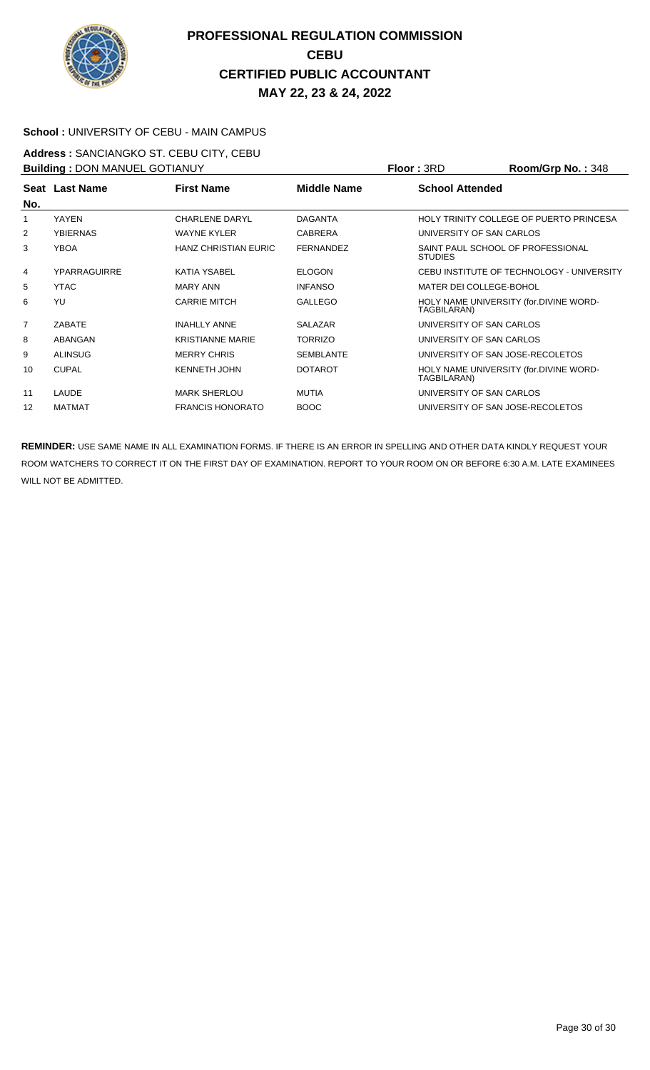# PROFESSIONAL REGULATION COMMISSION
## CEBU
## CERTIFIED PUBLIC ACCOUNTANT
## MAY 22, 23 & 24, 2022

**School :** UNIVERSITY OF CEBU - MAIN CAMPUS

**Address :** SANCIANGKO ST. CEBU CITY, CEBU

**Building :** DON MANUEL GOTIANUY **Floor :** 3RD **Room/Grp No. :** 348

| Seat No. | Last Name | First Name | Middle Name | School Attended |
|---|---|---|---|---|
| 1 | YAYEN | CHARLENE DARYL | DAGANTA | HOLY TRINITY COLLEGE OF PUERTO PRINCESA |
| 2 | YBIERNAS | WAYNE KYLER | CABRERA | UNIVERSITY OF SAN CARLOS |
| 3 | YBOA | HANZ CHRISTIAN EURIC | FERNANDEZ | SAINT PAUL SCHOOL OF PROFESSIONAL STUDIES |
| 4 | YPARRAGUIRRE | KATIA YSABEL | ELOGON | CEBU INSTITUTE OF TECHNOLOGY - UNIVERSITY |
| 5 | YTAC | MARY ANN | INFANSO | MATER DEI COLLEGE-BOHOL |
| 6 | YU | CARRIE MITCH | GALLEGO | HOLY NAME UNIVERSITY (for.DIVINE WORD-TAGBILARAN) |
| 7 | ZABATE | INAHLLY ANNE | SALAZAR | UNIVERSITY OF SAN CARLOS |
| 8 | ABANGAN | KRISTIANNE MARIE | TORRIZO | UNIVERSITY OF SAN CARLOS |
| 9 | ALINSUG | MERRY CHRIS | SEMBLANTE | UNIVERSITY OF SAN JOSE-RECOLETOS |
| 10 | CUPAL | KENNETH JOHN | DOTAROT | HOLY NAME UNIVERSITY (for.DIVINE WORD-TAGBILARAN) |
| 11 | LAUDE | MARK SHERLOU | MUTIA | UNIVERSITY OF SAN CARLOS |
| 12 | MATMAT | FRANCIS HONORATO | BOOC | UNIVERSITY OF SAN JOSE-RECOLETOS |

**REMINDER:** USE SAME NAME IN ALL EXAMINATION FORMS. IF THERE IS AN ERROR IN SPELLING AND OTHER DATA KINDLY REQUEST YOUR ROOM WATCHERS TO CORRECT IT ON THE FIRST DAY OF EXAMINATION. REPORT TO YOUR ROOM ON OR BEFORE 6:30 A.M. LATE EXAMINEES WILL NOT BE ADMITTED.